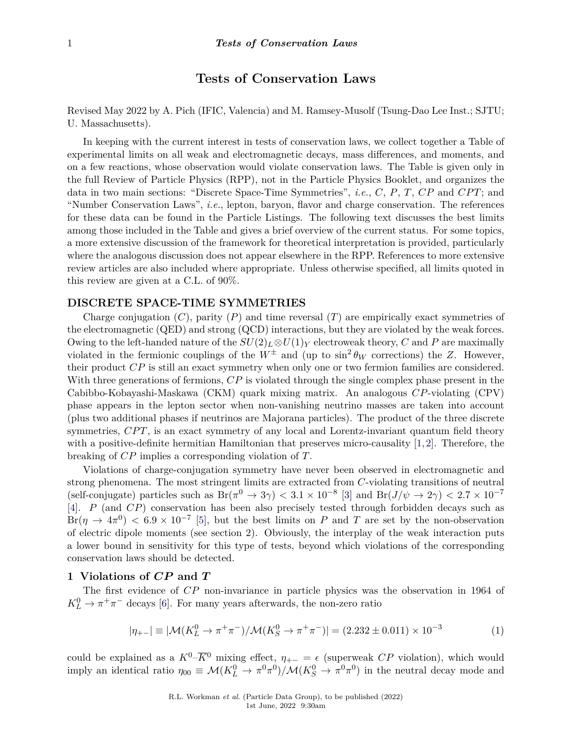# Tests of Conservation Laws

Revised May 2022 by A. Pich (IFIC, Valencia) and M. Ramsey-Musolf (Tsung-Dao Lee Inst.; SJTU; U. Massachusetts).

In keeping with the current interest in tests of conservation laws, we collect together a Table of experimental limits on all weak and electromagnetic decays, mass differences, and moments, and on a few reactions, whose observation would violate conservation laws. The Table is given only in the full Review of Particle Physics (RPP), not in the Particle Physics Booklet, and organizes the data in two main sections: "Discrete Space-Time Symmetries", *i.e.*, $C$, $P$, $T$, $CP$ and $CPT$; and "Number Conservation Laws", *i.e.*, lepton, baryon, flavor and charge conservation. The references for these data can be found in the Particle Listings. The following text discusses the best limits among those included in the Table and gives a brief overview of the current status. For some topics, a more extensive discussion of the framework for theoretical interpretation is provided, particularly where the analogous discussion does not appear elsewhere in the RPP. References to more extensive review articles are also included where appropriate. Unless otherwise specified, all limits quoted in this review are given at a C.L. of 90%.

## DISCRETE SPACE-TIME SYMMETRIES

Charge conjugation ($C$), parity ($P$) and time reversal ($T$) are empirically exact symmetries of the electromagnetic (QED) and strong (QCD) interactions, but they are violated by the weak forces. Owing to the left-handed nature of the $SU(2)_L \otimes U(1)_Y$ electroweak theory, $C$ and $P$ are maximally violated in the fermionic couplings of the $W^\pm$ and (up to $\sin^2\theta_W$ corrections) the $Z$. However, their product $CP$ is still an exact symmetry when only one or two fermion families are considered. With three generations of fermions, $CP$ is violated through the single complex phase present in the Cabibbo-Kobayashi-Maskawa (CKM) quark mixing matrix. An analogous $CP$-violating (CPV) phase appears in the lepton sector when non-vanishing neutrino masses are taken into account (plus two additional phases if neutrinos are Majorana particles). The product of the three discrete symmetries, $CPT$, is an exact symmetry of any local and Lorentz-invariant quantum field theory with a positive-definite hermitian Hamiltonian that preserves micro-causality [1,2]. Therefore, the breaking of $CP$ implies a corresponding violation of $T$.

Violations of charge-conjugation symmetry have never been observed in electromagnetic and strong phenomena. The most stringent limits are extracted from $C$-violating transitions of neutral (self-conjugate) particles such as $\text{Br}(\pi^0 \to 3\gamma) < 3.1 \times 10^{-8}$ [3] and $\text{Br}(J/\psi \to 2\gamma) < 2.7 \times 10^{-7}$ [4]. $P$ (and $CP$) conservation has been also precisely tested through forbidden decays such as $\text{Br}(\eta \to 4\pi^0) < 6.9 \times 10^{-7}$ [5], but the best limits on $P$ and $T$ are set by the non-observation of electric dipole moments (see section 2). Obviously, the interplay of the weak interaction puts a lower bound in sensitivity for this type of tests, beyond which violations of the corresponding conservation laws should be detected.

### 1 Violations of $CP$ and $T$

The first evidence of $CP$ non-invariance in particle physics was the observation in 1964 of $K^0_L \to \pi^+\pi^-$ decays [6]. For many years afterwards, the non-zero ratio

$$|\eta_{+-}| \equiv |\mathcal{M}(K^0_L \to \pi^+\pi^-)/\mathcal{M}(K^0_S \to \pi^+\pi^-)| = (2.232 \pm 0.011) \times 10^{-3} \tag{1}$$

could be explained as a $K^0$–$\overline{K}^0$ mixing effect, $\eta_{+-} = \epsilon$ (superweak $CP$ violation), which would imply an identical ratio $\eta_{00} \equiv \mathcal{M}(K^0_L \to \pi^0\pi^0)/\mathcal{M}(K^0_S \to \pi^0\pi^0)$ in the neutral decay mode and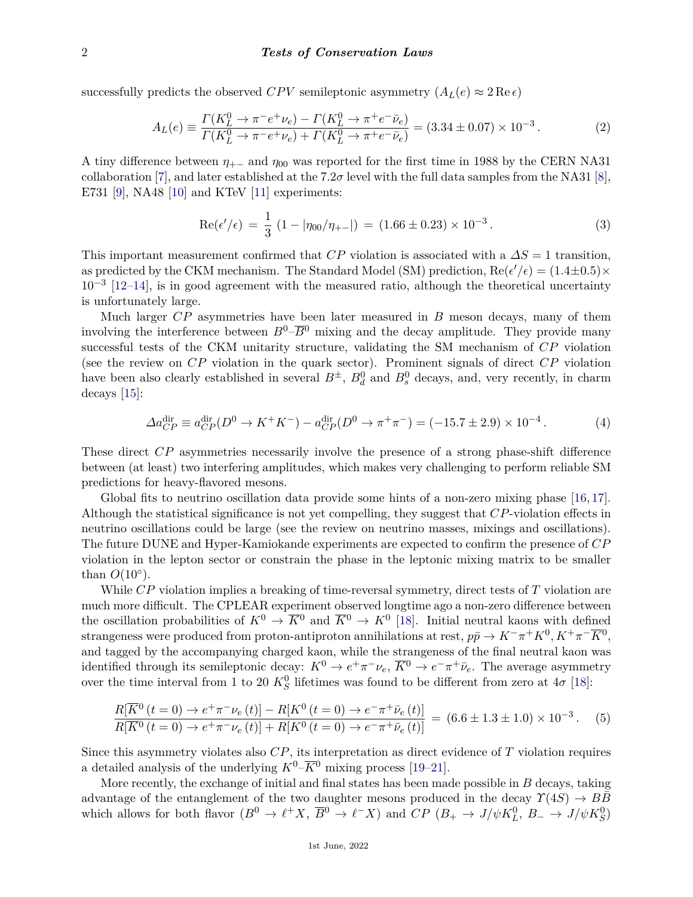successfully predicts the observed $CPV$ semileptonic asymmetry ($A_L(e) \approx 2\,\mathrm{Re}\,\epsilon$)

$$A_L(e) \equiv \frac{\Gamma(K_L^0 \to \pi^- e^+ \nu_e) - \Gamma(K_L^0 \to \pi^+ e^- \bar{\nu}_e)}{\Gamma(K_L^0 \to \pi^- e^+ \nu_e) + \Gamma(K_L^0 \to \pi^+ e^- \bar{\nu}_e)} = (3.34 \pm 0.07) \times 10^{-3} \,. \tag{2}$$

A tiny difference between $\eta_{+-}$ and $\eta_{00}$ was reported for the first time in 1988 by the CERN NA31 collaboration [7], and later established at the $7.2\sigma$ level with the full data samples from the NA31 [8], E731 [9], NA48 [10] and KTeV [11] experiments:

$$\mathrm{Re}(\epsilon'/\epsilon) \,=\, \frac{1}{3}\,\left(1 - |\eta_{00}/\eta_{+-}|\right) \,=\, (1.66 \pm 0.23) \times 10^{-3} \,. \tag{3}$$

This important measurement confirmed that $CP$ violation is associated with a $\Delta S = 1$ transition, as predicted by the CKM mechanism. The Standard Model (SM) prediction, $\mathrm{Re}(\epsilon'/\epsilon) = (1.4 \pm 0.5) \times 10^{-3}$ [12–14], is in good agreement with the measured ratio, although the theoretical uncertainty is unfortunately large.

Much larger $CP$ asymmetries have been later measured in $B$ meson decays, many of them involving the interference between $B^0$–$\overline{B}^0$ mixing and the decay amplitude. They provide many successful tests of the CKM unitarity structure, validating the SM mechanism of $CP$ violation (see the review on $CP$ violation in the quark sector). Prominent signals of direct $CP$ violation have been also clearly established in several $B^\pm$, $B_d^0$ and $B_s^0$ decays, and, very recently, in charm decays [15]:

$$\Delta a_{CP}^{\mathrm{dir}} \equiv a_{CP}^{\mathrm{dir}}(D^0 \to K^+K^-) - a_{CP}^{\mathrm{dir}}(D^0 \to \pi^+\pi^-) = (-15.7 \pm 2.9) \times 10^{-4} \,. \tag{4}$$

These direct $CP$ asymmetries necessarily involve the presence of a strong phase-shift difference between (at least) two interfering amplitudes, which makes very challenging to perform reliable SM predictions for heavy-flavored mesons.

Global fits to neutrino oscillation data provide some hints of a non-zero mixing phase [16, 17]. Although the statistical significance is not yet compelling, they suggest that $CP$-violation effects in neutrino oscillations could be large (see the review on neutrino masses, mixings and oscillations). The future DUNE and Hyper-Kamiokande experiments are expected to confirm the presence of $CP$ violation in the lepton sector or constrain the phase in the leptonic mixing matrix to be smaller than $O(10^\circ)$.

While $CP$ violation implies a breaking of time-reversal symmetry, direct tests of $T$ violation are much more difficult. The CPLEAR experiment observed longtime ago a non-zero difference between the oscillation probabilities of $K^0 \to \overline{K}^0$ and $\overline{K}^0 \to K^0$ [18]. Initial neutral kaons with defined strangeness were produced from proton-antiproton annihilations at rest, $p\bar{p} \to K^-\pi^+K^0, K^+\pi^-\overline{K}^0$, and tagged by the accompanying charged kaon, while the strangeness of the final neutral kaon was identified through its semileptonic decay: $K^0 \to e^+\pi^-\nu_e$, $\overline{K}^0 \to e^-\pi^+\bar{\nu}_e$. The average asymmetry over the time interval from 1 to 20 $K_S^0$ lifetimes was found to be different from zero at $4\sigma$ [18]:

$$\frac{R[\overline{K}^0\,(t=0) \to e^+\pi^-\nu_e\,(t)] - R[K^0\,(t=0) \to e^-\pi^+\bar{\nu}_e\,(t)]}{R[\overline{K}^0\,(t=0) \to e^+\pi^-\nu_e\,(t)] + R[K^0\,(t=0) \to e^-\pi^+\bar{\nu}_e\,(t)]} \,=\, (6.6 \pm 1.3 \pm 1.0) \times 10^{-3} \,. \tag{5}$$

Since this asymmetry violates also $CP$, its interpretation as direct evidence of $T$ violation requires a detailed analysis of the underlying $K^0$–$\overline{K}^0$ mixing process [19–21].

More recently, the exchange of initial and final states has been made possible in $B$ decays, taking advantage of the entanglement of the two daughter mesons produced in the decay $\Upsilon(4S) \to B\overline{B}$ which allows for both flavor ($B^0 \to \ell^+X$, $\overline{B}^0 \to \ell^-X$) and $CP$ ($B_+ \to J/\psi K_L^0$, $B_- \to J/\psi K_S^0$)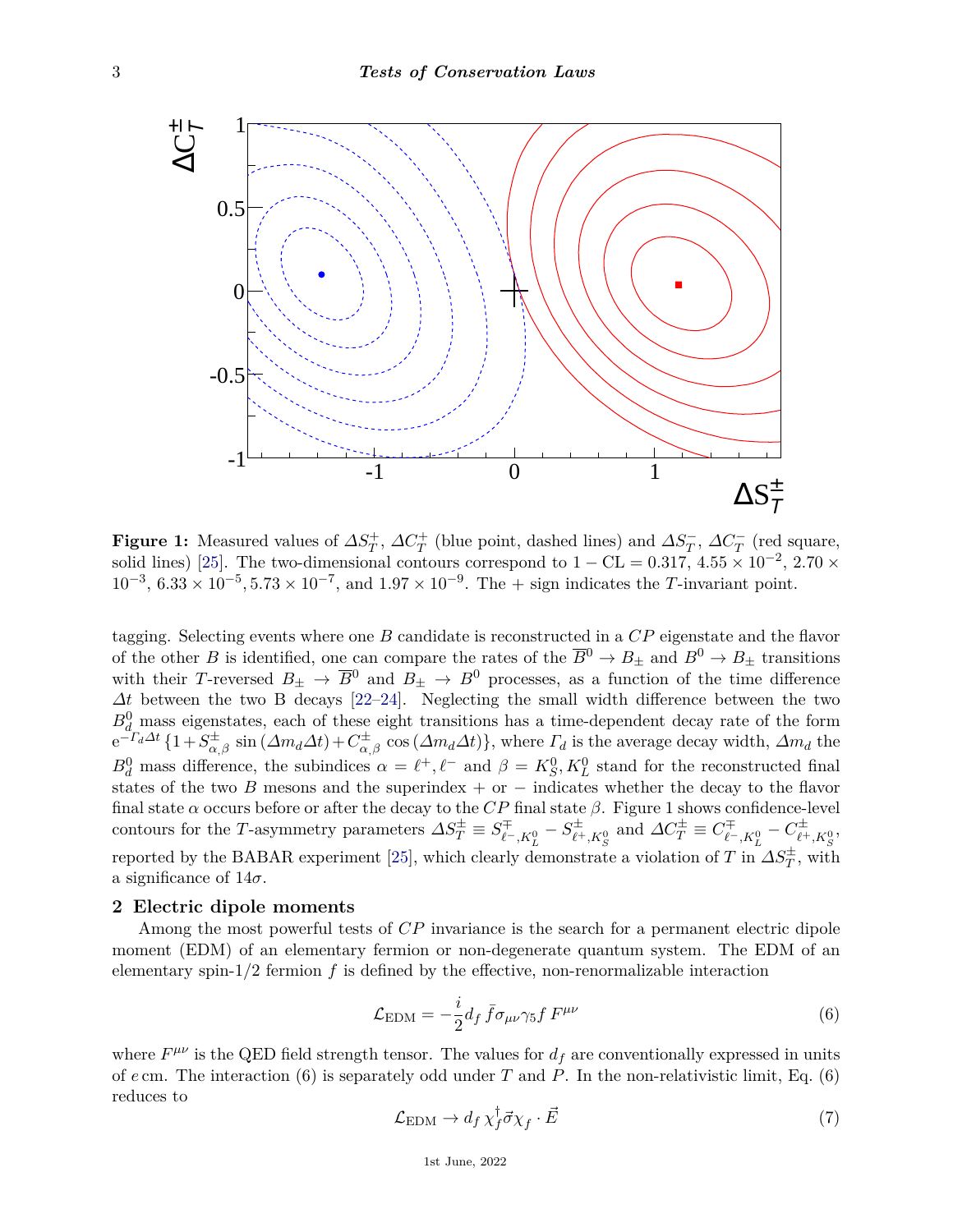**Figure 1:** Measured values of $\Delta S_T^+$, $\Delta C_T^+$ (blue point, dashed lines) and $\Delta S_T^-$, $\Delta C_T^-$ (red square, solid lines) [25]. The two-dimensional contours correspond to $1 - \text{CL} = 0.317$, $4.55 \times 10^{-2}$, $2.70 \times 10^{-3}$, $6.33 \times 10^{-5}$, $5.73 \times 10^{-7}$, and $1.97 \times 10^{-9}$. The + sign indicates the $T$-invariant point.

tagging. Selecting events where one $B$ candidate is reconstructed in a $CP$ eigenstate and the flavor of the other $B$ is identified, one can compare the rates of the $\overline{B}^0 \to B_\pm$ and $B^0 \to B_\pm$ transitions with their $T$-reversed $B_\pm \to \overline{B}^0$ and $B_\pm \to B^0$ processes, as a function of the time difference $\Delta t$ between the two B decays [22–24]. Neglecting the small width difference between the two $B_d^0$ mass eigenstates, each of these eight transitions has a time-dependent decay rate of the form $e^{-\Gamma_d \Delta t}\,\{1 + S^\pm_{\alpha,\beta}\,\sin(\Delta m_d \Delta t) + C^\pm_{\alpha,\beta}\,\cos(\Delta m_d \Delta t)\}$, where $\Gamma_d$ is the average decay width, $\Delta m_d$ the $B_d^0$ mass difference, the subindices $\alpha = \ell^+, \ell^-$ and $\beta = K_S^0, K_L^0$ stand for the reconstructed final states of the two $B$ mesons and the superindex + or − indicates whether the decay to the flavor final state $\alpha$ occurs before or after the decay to the $CP$ final state $\beta$. Figure 1 shows confidence-level contours for the $T$-asymmetry parameters $\Delta S_T^\pm \equiv S^\mp_{\ell^-,K_L^0} - S^\pm_{\ell^+,K_S^0}$ and $\Delta C_T^\pm \equiv C^\mp_{\ell^-,K_L^0} - C^\pm_{\ell^+,K_S^0}$, reported by the BABAR experiment [25], which clearly demonstrate a violation of $T$ in $\Delta S_T^\pm$, with a significance of $14\sigma$.

## 2 Electric dipole moments

Among the most powerful tests of $CP$ invariance is the search for a permanent electric dipole moment (EDM) of an elementary fermion or non-degenerate quantum system. The EDM of an elementary spin-1/2 fermion $f$ is defined by the effective, non-renormalizable interaction

$$\mathcal{L}_{\text{EDM}} = -\frac{i}{2} d_f\, \bar{f} \sigma_{\mu\nu} \gamma_5 f\, F^{\mu\nu} \tag{6}$$

where $F^{\mu\nu}$ is the QED field strength tensor. The values for $d_f$ are conventionally expressed in units of $e\,$cm. The interaction (6) is separately odd under $T$ and $P$. In the non-relativistic limit, Eq. (6) reduces to

$$\mathcal{L}_{\text{EDM}} \to d_f\, \chi_f^\dagger \vec{\sigma} \chi_f \cdot \vec{E} \tag{7}$$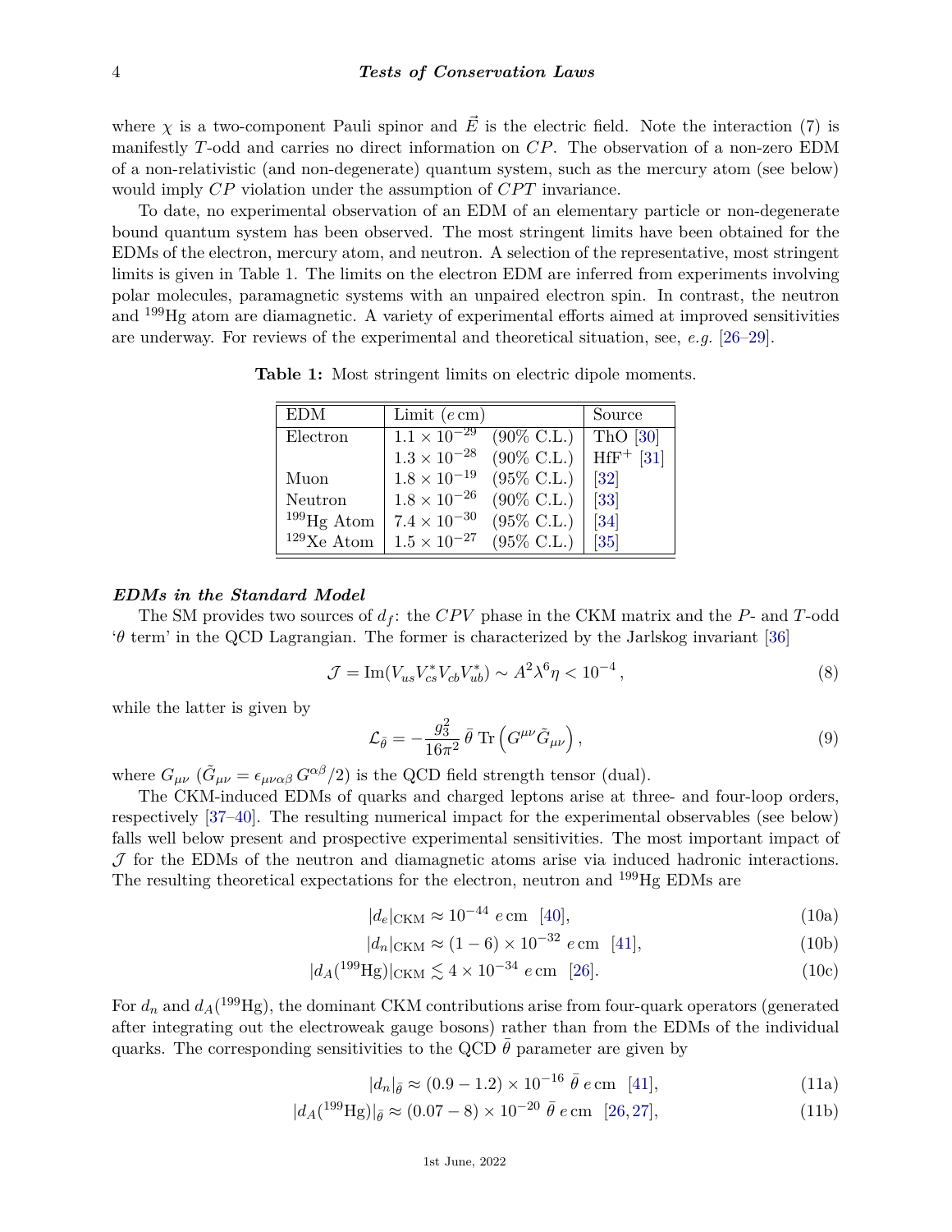where $\chi$ is a two-component Pauli spinor and $\vec{E}$ is the electric field. Note the interaction (7) is manifestly $T$-odd and carries no direct information on $CP$. The observation of a non-zero EDM of a non-relativistic (and non-degenerate) quantum system, such as the mercury atom (see below) would imply $CP$ violation under the assumption of $CPT$ invariance.

To date, no experimental observation of an EDM of an elementary particle or non-degenerate bound quantum system has been observed. The most stringent limits have been obtained for the EDMs of the electron, mercury atom, and neutron. A selection of the representative, most stringent limits is given in Table 1. The limits on the electron EDM are inferred from experiments involving polar molecules, paramagnetic systems with an unpaired electron spin. In contrast, the neutron and $^{199}$Hg atom are diamagnetic. A variety of experimental efforts aimed at improved sensitivities are underway. For reviews of the experimental and theoretical situation, see, *e.g.* [26–29].

**Table 1:** Most stringent limits on electric dipole moments.

| EDM | Limit ($e$ cm) | | Source |
|---|---|---|---|
| Electron | $1.1 \times 10^{-29}$ | (90% C.L.) | ThO [30] |
| | $1.3 \times 10^{-28}$ | (90% C.L.) | HfF$^+$ [31] |
| Muon | $1.8 \times 10^{-19}$ | (95% C.L.) | [32] |
| Neutron | $1.8 \times 10^{-26}$ | (90% C.L.) | [33] |
| $^{199}$Hg Atom | $7.4 \times 10^{-30}$ | (95% C.L.) | [34] |
| $^{129}$Xe Atom | $1.5 \times 10^{-27}$ | (95% C.L.) | [35] |

***EDMs in the Standard Model***

The SM provides two sources of $d_f$: the $CPV$ phase in the CKM matrix and the $P$- and $T$-odd '$\theta$ term' in the QCD Lagrangian. The former is characterized by the Jarlskog invariant [36]

$$\mathcal{J} = \mathrm{Im}(V_{us} V_{cs}^* V_{cb} V_{ub}^*) \sim A^2 \lambda^6 \eta < 10^{-4}\,, \tag{8}$$

while the latter is given by

$$\mathcal{L}_{\bar{\theta}} = -\frac{g_3^2}{16\pi^2}\,\bar{\theta}\,\mathrm{Tr}\left(G^{\mu\nu}\tilde{G}_{\mu\nu}\right), \tag{9}$$

where $G_{\mu\nu}$ ($\tilde{G}_{\mu\nu} = \epsilon_{\mu\nu\alpha\beta}\, G^{\alpha\beta}/2$) is the QCD field strength tensor (dual).

The CKM-induced EDMs of quarks and charged leptons arise at three- and four-loop orders, respectively [37–40]. The resulting numerical impact for the experimental observables (see below) falls well below present and prospective experimental sensitivities. The most important impact of $\mathcal{J}$ for the EDMs of the neutron and diamagnetic atoms arise via induced hadronic interactions. The resulting theoretical expectations for the electron, neutron and $^{199}$Hg EDMs are

$$|d_e|_{\mathrm{CKM}} \approx 10^{-44}\ e\,\mathrm{cm}\ \ [40], \tag{10a}$$

$$|d_n|_{\mathrm{CKM}} \approx (1-6) \times 10^{-32}\ e\,\mathrm{cm}\ \ [41], \tag{10b}$$

$$|d_A(^{199}\mathrm{Hg})|_{\mathrm{CKM}} \lesssim 4 \times 10^{-34}\ e\,\mathrm{cm}\ \ [26]. \tag{10c}$$

For $d_n$ and $d_A(^{199}\mathrm{Hg})$, the dominant CKM contributions arise from four-quark operators (generated after integrating out the electroweak gauge bosons) rather than from the EDMs of the individual quarks. The corresponding sensitivities to the QCD $\bar{\theta}$ parameter are given by

$$|d_n|_{\bar{\theta}} \approx (0.9-1.2) \times 10^{-16}\ \bar{\theta}\ e\,\mathrm{cm}\ \ [41], \tag{11a}$$

$$|d_A(^{199}\mathrm{Hg})|_{\bar{\theta}} \approx (0.07-8) \times 10^{-20}\ \bar{\theta}\ e\,\mathrm{cm}\ \ [26,27], \tag{11b}$$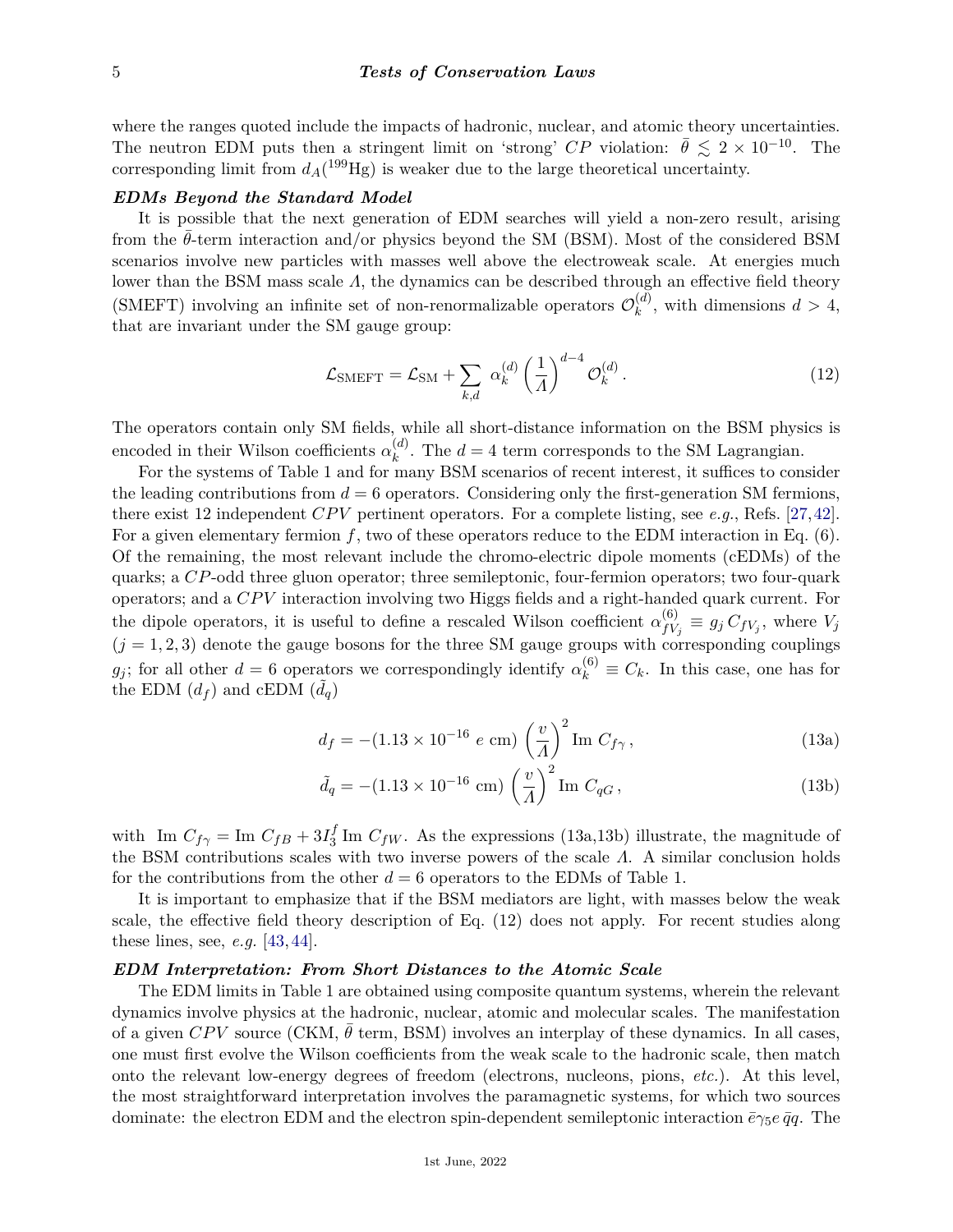where the ranges quoted include the impacts of hadronic, nuclear, and atomic theory uncertainties. The neutron EDM puts then a stringent limit on 'strong' $CP$ violation: $\bar{\theta} \lesssim 2 \times 10^{-10}$. The corresponding limit from $d_A(^{199}\text{Hg})$ is weaker due to the large theoretical uncertainty.

***EDMs Beyond the Standard Model***

It is possible that the next generation of EDM searches will yield a non-zero result, arising from the $\bar{\theta}$-term interaction and/or physics beyond the SM (BSM). Most of the considered BSM scenarios involve new particles with masses well above the electroweak scale. At energies much lower than the BSM mass scale $\Lambda$, the dynamics can be described through an effective field theory (SMEFT) involving an infinite set of non-renormalizable operators $\mathcal{O}_k^{(d)}$, with dimensions $d > 4$, that are invariant under the SM gauge group:

$$\mathcal{L}_{\text{SMEFT}} = \mathcal{L}_{\text{SM}} + \sum_{k,d} \alpha_k^{(d)} \left(\frac{1}{\Lambda}\right)^{d-4} \mathcal{O}_k^{(d)} . \tag{12}$$

The operators contain only SM fields, while all short-distance information on the BSM physics is encoded in their Wilson coefficients $\alpha_k^{(d)}$. The $d = 4$ term corresponds to the SM Lagrangian.

For the systems of Table 1 and for many BSM scenarios of recent interest, it suffices to consider the leading contributions from $d = 6$ operators. Considering only the first-generation SM fermions, there exist 12 independent $CPV$ pertinent operators. For a complete listing, see *e.g.*, Refs. [27,42]. For a given elementary fermion $f$, two of these operators reduce to the EDM interaction in Eq. (6). Of the remaining, the most relevant include the chromo-electric dipole moments (cEDMs) of the quarks; a $CP$-odd three gluon operator; three semileptonic, four-fermion operators; two four-quark operators; and a $CPV$ interaction involving two Higgs fields and a right-handed quark current. For the dipole operators, it is useful to define a rescaled Wilson coefficient $\alpha_{fV_j}^{(6)} \equiv g_j \, C_{fV_j}$, where $V_j$ ($j = 1, 2, 3$) denote the gauge bosons for the three SM gauge groups with corresponding couplings $g_j$; for all other $d = 6$ operators we correspondingly identify $\alpha_k^{(6)} \equiv C_k$. In this case, one has for the EDM ($d_f$) and cEDM ($\tilde{d}_q$)

$$d_f = -(1.13 \times 10^{-16} \; e \text{ cm}) \left(\frac{v}{\Lambda}\right)^2 \text{Im } C_{f\gamma} \,, \tag{13a}$$

$$\tilde{d}_q = -(1.13 \times 10^{-16} \text{ cm}) \left(\frac{v}{\Lambda}\right)^2 \text{Im } C_{qG} \,, \tag{13b}$$

with $\text{Im } C_{f\gamma} = \text{Im } C_{fB} + 3 I_3^f \, \text{Im } C_{fW}$. As the expressions (13a,13b) illustrate, the magnitude of the BSM contributions scales with two inverse powers of the scale $\Lambda$. A similar conclusion holds for the contributions from the other $d = 6$ operators to the EDMs of Table 1.

It is important to emphasize that if the BSM mediators are light, with masses below the weak scale, the effective field theory description of Eq. (12) does not apply. For recent studies along these lines, see, *e.g.* [43,44].

***EDM Interpretation: From Short Distances to the Atomic Scale***

The EDM limits in Table 1 are obtained using composite quantum systems, wherein the relevant dynamics involve physics at the hadronic, nuclear, atomic and molecular scales. The manifestation of a given $CPV$ source (CKM, $\bar{\theta}$ term, BSM) involves an interplay of these dynamics. In all cases, one must first evolve the Wilson coefficients from the weak scale to the hadronic scale, then match onto the relevant low-energy degrees of freedom (electrons, nucleons, pions, *etc.*). At this level, the most straightforward interpretation involves the paramagnetic systems, for which two sources dominate: the electron EDM and the electron spin-dependent semileptonic interaction $\bar{e}\gamma_5 e \, \bar{q}q$. The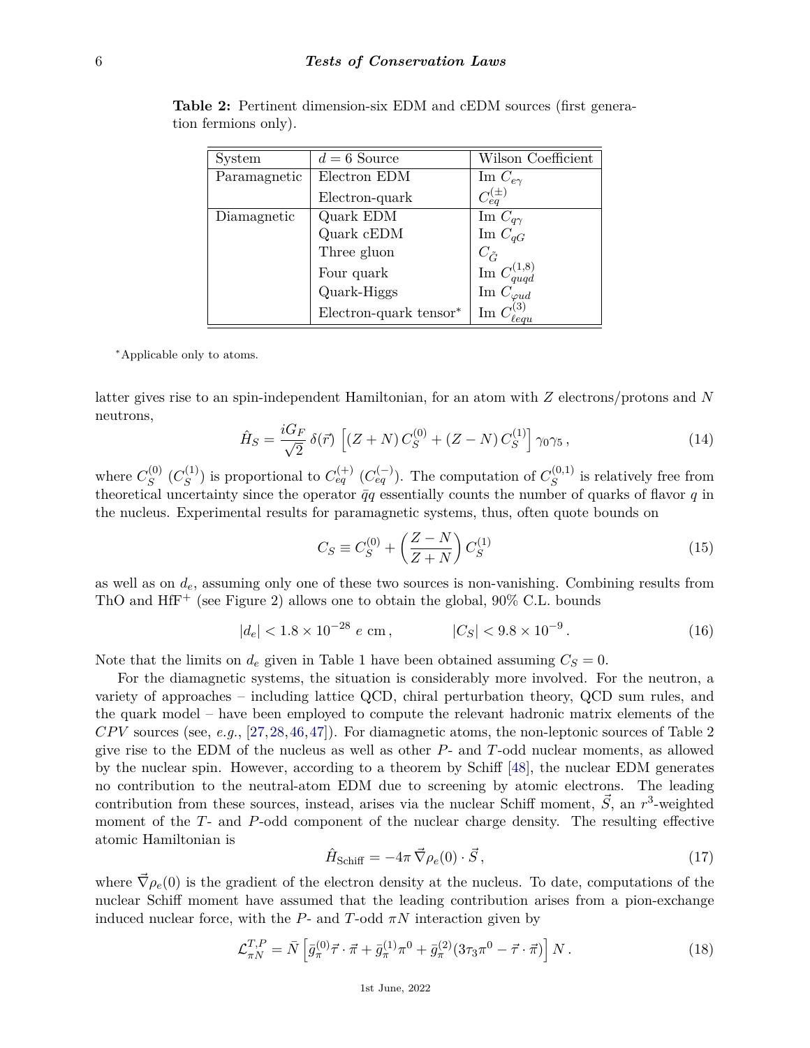**Table 2:** Pertinent dimension-six EDM and cEDM sources (first generation fermions only).

| System | $d = 6$ Source | Wilson Coefficient |
|---|---|---|
| Paramagnetic | Electron EDM | Im $C_{e\gamma}$ |
| | Electron-quark | $C_{eq}^{(\pm)}$ |
| Diamagnetic | Quark EDM | Im $C_{q\gamma}$ |
| | Quark cEDM | Im $C_{qG}$ |
| | Three gluon | $C_{\tilde{G}}$ |
| | Four quark | Im $C_{quqd}^{(1,8)}$ |
| | Quark-Higgs | Im $C_{\varphi ud}$ |
| | Electron-quark tensor* | Im $C_{\ell equ}^{(3)}$ |

*Applicable only to atoms.

latter gives rise to an spin-independent Hamiltonian, for an atom with $Z$ electrons/protons and $N$ neutrons,

$$\hat{H}_S = \frac{iG_F}{\sqrt{2}}\,\delta(\vec{r})\,\left[(Z+N)\,C_S^{(0)} + (Z-N)\,C_S^{(1)}\right]\gamma_0\gamma_5\,, \tag{14}$$

where $C_S^{(0)}$ ($C_S^{(1)}$) is proportional to $C_{eq}^{(+)}$ ($C_{eq}^{(-)}$). The computation of $C_S^{(0,1)}$ is relatively free from theoretical uncertainty since the operator $\bar{q}q$ essentially counts the number of quarks of flavor $q$ in the nucleus. Experimental results for paramagnetic systems, thus, often quote bounds on

$$C_S \equiv C_S^{(0)} + \left(\frac{Z-N}{Z+N}\right)C_S^{(1)} \tag{15}$$

as well as on $d_e$, assuming only one of these two sources is non-vanishing. Combining results from ThO and $HfF^+$ (see Figure 2) allows one to obtain the global, 90% C.L. bounds

$$|d_e| < 1.8\times 10^{-28}\ e\ \text{cm}\,, \qquad\qquad |C_S| < 9.8\times 10^{-9}\,. \tag{16}$$

Note that the limits on $d_e$ given in Table 1 have been obtained assuming $C_S = 0$.

For the diamagnetic systems, the situation is considerably more involved. For the neutron, a variety of approaches – including lattice QCD, chiral perturbation theory, QCD sum rules, and the quark model – have been employed to compute the relevant hadronic matrix elements of the $CPV$ sources (see, *e.g.*, [27,28,46,47]). For diamagnetic atoms, the non-leptonic sources of Table 2 give rise to the EDM of the nucleus as well as other $P$- and $T$-odd nuclear moments, as allowed by the nuclear spin. However, according to a theorem by Schiff [48], the nuclear EDM generates no contribution to the neutral-atom EDM due to screening by atomic electrons. The leading contribution from these sources, instead, arises via the nuclear Schiff moment, $\vec{S}$, an $r^3$-weighted moment of the $T$- and $P$-odd component of the nuclear charge density. The resulting effective atomic Hamiltonian is

$$\hat{H}_{\text{Schiff}} = -4\pi\,\vec{\nabla}\rho_e(0)\cdot\vec{S}\,, \tag{17}$$

where $\vec{\nabla}\rho_e(0)$ is the gradient of the electron density at the nucleus. To date, computations of the nuclear Schiff moment have assumed that the leading contribution arises from a pion-exchange induced nuclear force, with the $P$- and $T$-odd $\pi N$ interaction given by

$$\mathcal{L}_{\pi N}^{T,P} = \bar{N}\left[\bar{g}_\pi^{(0)}\vec{\tau}\cdot\vec{\pi} + \bar{g}_\pi^{(1)}\pi^0 + \bar{g}_\pi^{(2)}(3\tau_3\pi^0 - \vec{\tau}\cdot\vec{\pi})\right]N\,. \tag{18}$$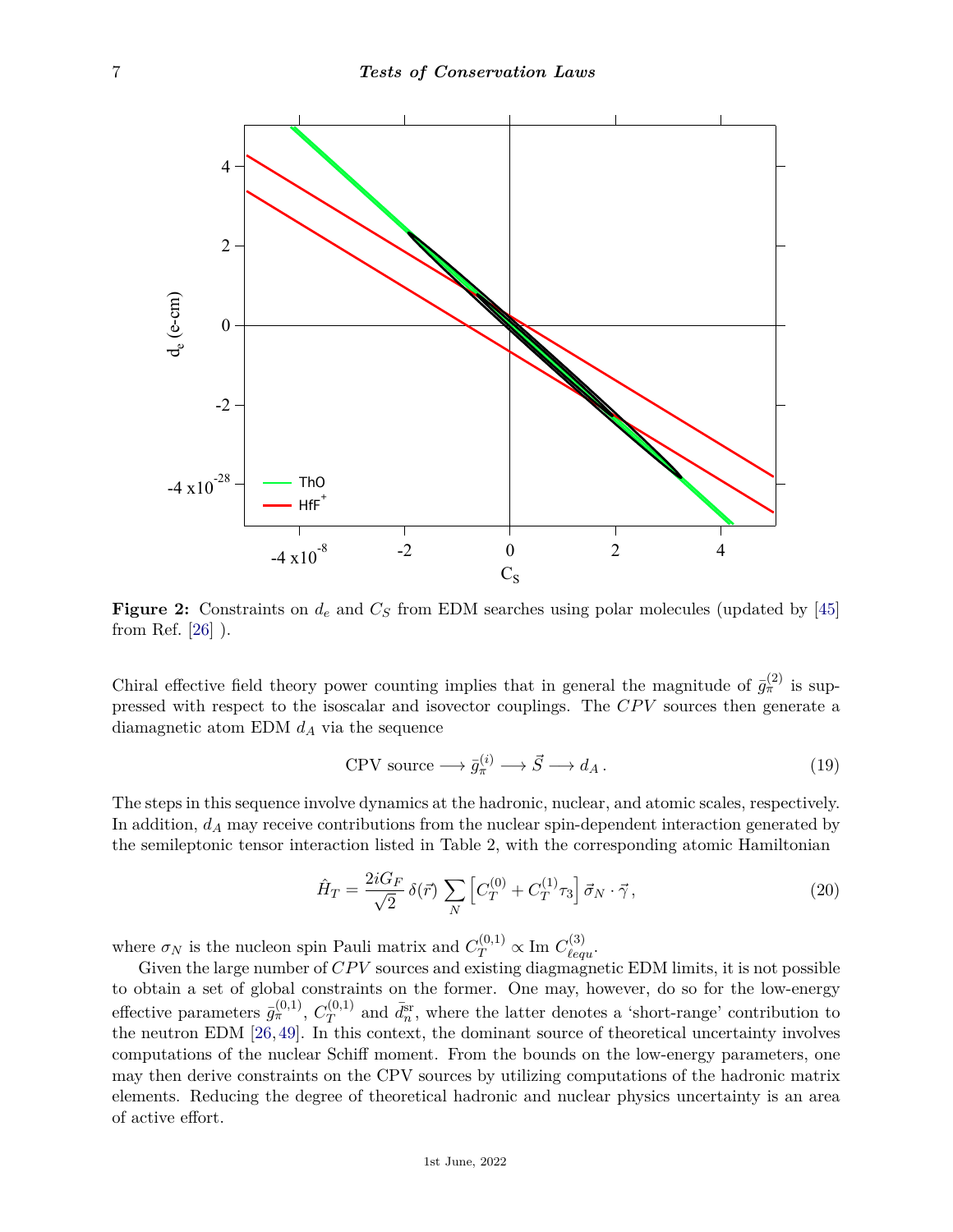**Figure 2:** Constraints on $d_e$ and $C_S$ from EDM searches using polar molecules (updated by [45] from Ref. [26] ).

Chiral effective field theory power counting implies that in general the magnitude of $\bar{g}_\pi^{(2)}$ is suppressed with respect to the isoscalar and isovector couplings. The $CPV$ sources then generate a diamagnetic atom EDM $d_A$ via the sequence

$$\text{CPV source} \longrightarrow \bar{g}_\pi^{(i)} \longrightarrow \vec{S} \longrightarrow d_A\,. \tag{19}$$

The steps in this sequence involve dynamics at the hadronic, nuclear, and atomic scales, respectively. In addition, $d_A$ may receive contributions from the nuclear spin-dependent interaction generated by the semileptonic tensor interaction listed in Table 2, with the corresponding atomic Hamiltonian

$$\hat{H}_T = \frac{2iG_F}{\sqrt{2}}\,\delta(\vec{r})\,\sum_N \left[C_T^{(0)} + C_T^{(1)}\tau_3\right]\vec{\sigma}_N\cdot\vec{\gamma}\,, \tag{20}$$

where $\sigma_N$ is the nucleon spin Pauli matrix and $C_T^{(0,1)} \propto \text{Im}\; C_{\ell equ}^{(3)}$.

Given the large number of $CPV$ sources and existing diagmagnetic EDM limits, it is not possible to obtain a set of global constraints on the former. One may, however, do so for the low-energy effective parameters $\bar{g}_\pi^{(0,1)}$, $C_T^{(0,1)}$ and $\bar{d}_n^{\text{sr}}$, where the latter denotes a 'short-range' contribution to the neutron EDM [26, 49]. In this context, the dominant source of theoretical uncertainty involves computations of the nuclear Schiff moment. From the bounds on the low-energy parameters, one may then derive constraints on the CPV sources by utilizing computations of the hadronic matrix elements. Reducing the degree of theoretical hadronic and nuclear physics uncertainty is an area of active effort.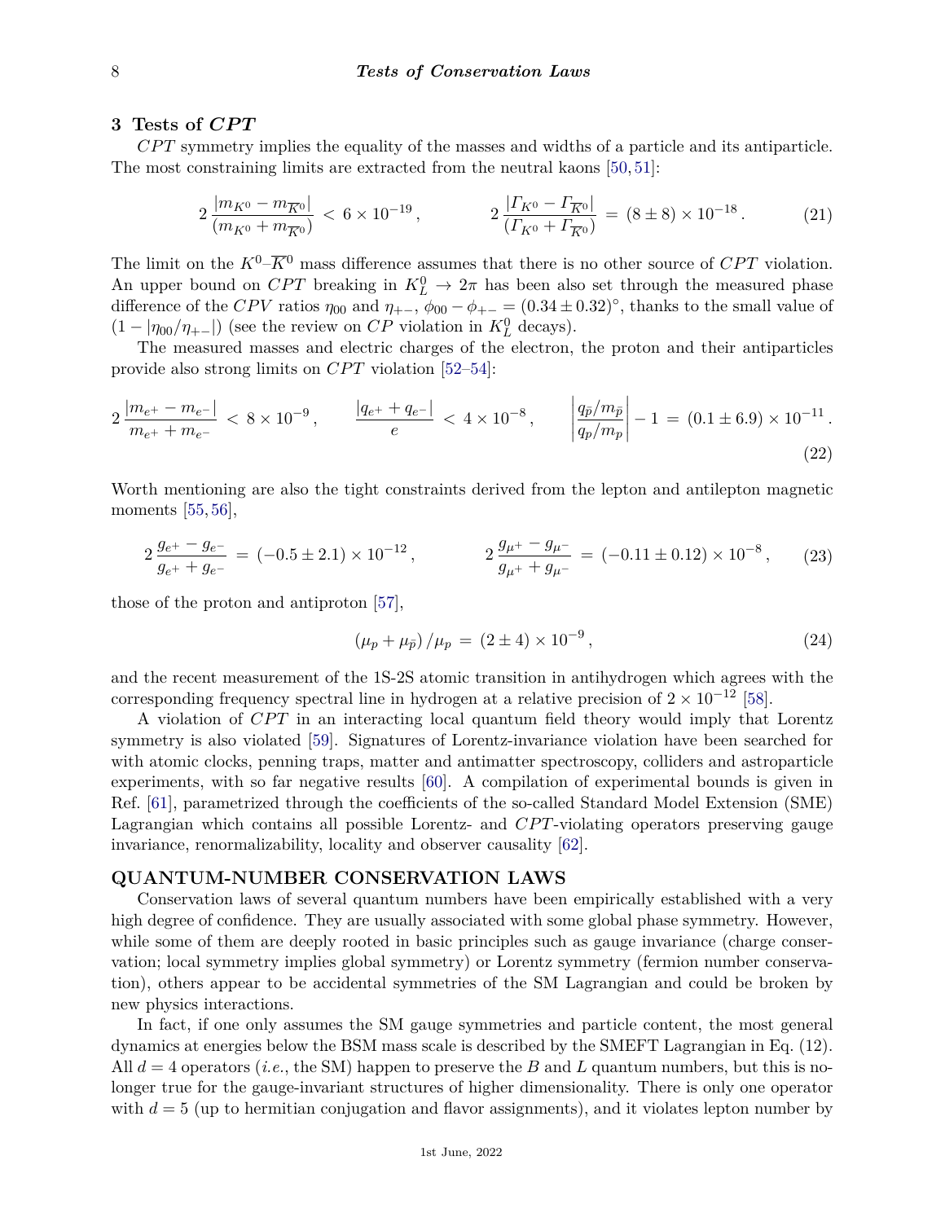## 3 Tests of *CPT*

*CPT* symmetry implies the equality of the masses and widths of a particle and its antiparticle. The most constraining limits are extracted from the neutral kaons [50, 51]:

$$2\,\frac{|m_{K^0} - m_{\overline{K}^0}|}{(m_{K^0} + m_{\overline{K}^0})} \,<\, 6\times 10^{-19}\,, \qquad\qquad 2\,\frac{|\Gamma_{K^0} - \Gamma_{\overline{K}^0}|}{(\Gamma_{K^0} + \Gamma_{\overline{K}^0})} \,=\, (8\pm 8)\times 10^{-18}\,. \tag{21}$$

The limit on the $K^0$–$\overline{K}^0$ mass difference assumes that there is no other source of *CPT* violation. An upper bound on *CPT* breaking in $K^0_L \to 2\pi$ has been also set through the measured phase difference of the *CPV* ratios $\eta_{00}$ and $\eta_{+-}$, $\phi_{00} - \phi_{+-} = (0.34\pm 0.32)^\circ$, thanks to the small value of $(1 - |\eta_{00}/\eta_{+-}|)$ (see the review on *CP* violation in $K^0_L$ decays).

The measured masses and electric charges of the electron, the proton and their antiparticles provide also strong limits on *CPT* violation [52–54]:

$$2\,\frac{|m_{e^+} - m_{e^-}|}{m_{e^+} + m_{e^-}} \,<\, 8\times 10^{-9}\,, \qquad \frac{|q_{e^+} + q_{e^-}|}{e} \,<\, 4\times 10^{-8}\,, \qquad \left|\frac{q_{\bar p}/m_{\bar p}}{q_p/m_p}\right| - 1 \,=\, (0.1\pm 6.9)\times 10^{-11}\,. \tag{22}$$

Worth mentioning are also the tight constraints derived from the lepton and antilepton magnetic moments [55, 56],

$$2\,\frac{g_{e^+} - g_{e^-}}{g_{e^+} + g_{e^-}} \,=\, (-0.5\pm 2.1)\times 10^{-12}\,, \qquad\qquad 2\,\frac{g_{\mu^+} - g_{\mu^-}}{g_{\mu^+} + g_{\mu^-}} \,=\, (-0.11\pm 0.12)\times 10^{-8}\,, \tag{23}$$

those of the proton and antiproton [57],

$$(\mu_p + \mu_{\bar p})\,/\mu_p \,=\, (2\pm 4)\times 10^{-9}\,, \tag{24}$$

and the recent measurement of the 1S-2S atomic transition in antihydrogen which agrees with the corresponding frequency spectral line in hydrogen at a relative precision of $2\times 10^{-12}$ [58].

A violation of *CPT* in an interacting local quantum field theory would imply that Lorentz symmetry is also violated [59]. Signatures of Lorentz-invariance violation have been searched for with atomic clocks, penning traps, matter and antimatter spectroscopy, colliders and astroparticle experiments, with so far negative results [60]. A compilation of experimental bounds is given in Ref. [61], parametrized through the coefficients of the so-called Standard Model Extension (SME) Lagrangian which contains all possible Lorentz- and *CPT*-violating operators preserving gauge invariance, renormalizability, locality and observer causality [62].

## QUANTUM-NUMBER CONSERVATION LAWS

Conservation laws of several quantum numbers have been empirically established with a very high degree of confidence. They are usually associated with some global phase symmetry. However, while some of them are deeply rooted in basic principles such as gauge invariance (charge conservation; local symmetry implies global symmetry) or Lorentz symmetry (fermion number conservation), others appear to be accidental symmetries of the SM Lagrangian and could be broken by new physics interactions.

In fact, if one only assumes the SM gauge symmetries and particle content, the most general dynamics at energies below the BSM mass scale is described by the SMEFT Lagrangian in Eq. (12). All $d = 4$ operators (*i.e.*, the SM) happen to preserve the $B$ and $L$ quantum numbers, but this is no-longer true for the gauge-invariant structures of higher dimensionality. There is only one operator with $d = 5$ (up to hermitian conjugation and flavor assignments), and it violates lepton number by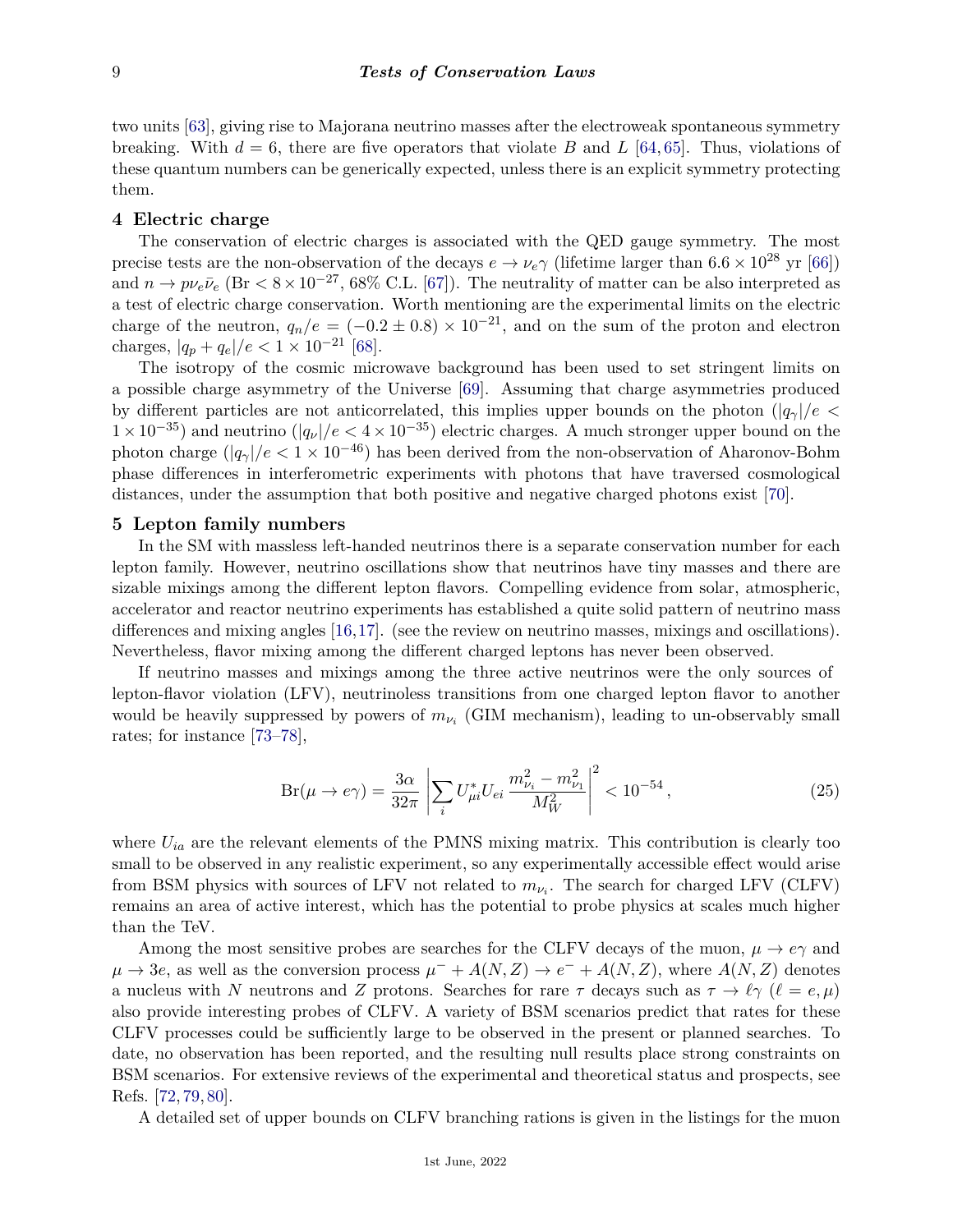two units [63], giving rise to Majorana neutrino masses after the electroweak spontaneous symmetry breaking. With $d = 6$, there are five operators that violate $B$ and $L$ [64,65]. Thus, violations of these quantum numbers can be generically expected, unless there is an explicit symmetry protecting them.

## 4 Electric charge

The conservation of electric charges is associated with the QED gauge symmetry. The most precise tests are the non-observation of the decays $e \to \nu_e \gamma$ (lifetime larger than $6.6 \times 10^{28}$ yr [66]) and $n \to p \nu_e \bar{\nu}_e$ ($\mathrm{Br} < 8 \times 10^{-27}$, 68% C.L. [67]). The neutrality of matter can be also interpreted as a test of electric charge conservation. Worth mentioning are the experimental limits on the electric charge of the neutron, $q_n/e = (-0.2 \pm 0.8) \times 10^{-21}$, and on the sum of the proton and electron charges, $|q_p + q_e|/e < 1 \times 10^{-21}$ [68].

The isotropy of the cosmic microwave background has been used to set stringent limits on a possible charge asymmetry of the Universe [69]. Assuming that charge asymmetries produced by different particles are not anticorrelated, this implies upper bounds on the photon ($|q_\gamma|/e < 1 \times 10^{-35}$) and neutrino ($|q_\nu|/e < 4 \times 10^{-35}$) electric charges. A much stronger upper bound on the photon charge ($|q_\gamma|/e < 1 \times 10^{-46}$) has been derived from the non-observation of Aharonov-Bohm phase differences in interferometric experiments with photons that have traversed cosmological distances, under the assumption that both positive and negative charged photons exist [70].

## 5 Lepton family numbers

In the SM with massless left-handed neutrinos there is a separate conservation number for each lepton family. However, neutrino oscillations show that neutrinos have tiny masses and there are sizable mixings among the different lepton flavors. Compelling evidence from solar, atmospheric, accelerator and reactor neutrino experiments has established a quite solid pattern of neutrino mass differences and mixing angles [16,17]. (see the review on neutrino masses, mixings and oscillations). Nevertheless, flavor mixing among the different charged leptons has never been observed.

If neutrino masses and mixings among the three active neutrinos were the only sources of lepton-flavor violation (LFV), neutrinoless transitions from one charged lepton flavor to another would be heavily suppressed by powers of $m_{\nu_i}$ (GIM mechanism), leading to un-observably small rates; for instance [73–78],

$$\mathrm{Br}(\mu \to e\gamma) = \frac{3\alpha}{32\pi} \left| \sum_i U_{\mu i}^* U_{ei} \, \frac{m_{\nu_i}^2 - m_{\nu_1}^2}{M_W^2} \right|^2 < 10^{-54} \, , \tag{25}$$

where $U_{ia}$ are the relevant elements of the PMNS mixing matrix. This contribution is clearly too small to be observed in any realistic experiment, so any experimentally accessible effect would arise from BSM physics with sources of LFV not related to $m_{\nu_i}$. The search for charged LFV (CLFV) remains an area of active interest, which has the potential to probe physics at scales much higher than the TeV.

Among the most sensitive probes are searches for the CLFV decays of the muon, $\mu \to e\gamma$ and $\mu \to 3e$, as well as the conversion process $\mu^- + A(N,Z) \to e^- + A(N,Z)$, where $A(N,Z)$ denotes a nucleus with $N$ neutrons and $Z$ protons. Searches for rare $\tau$ decays such as $\tau \to \ell\gamma$ ($\ell = e, \mu$) also provide interesting probes of CLFV. A variety of BSM scenarios predict that rates for these CLFV processes could be sufficiently large to be observed in the present or planned searches. To date, no observation has been reported, and the resulting null results place strong constraints on BSM scenarios. For extensive reviews of the experimental and theoretical status and prospects, see Refs. [72,79,80].

A detailed set of upper bounds on CLFV branching rations is given in the listings for the muon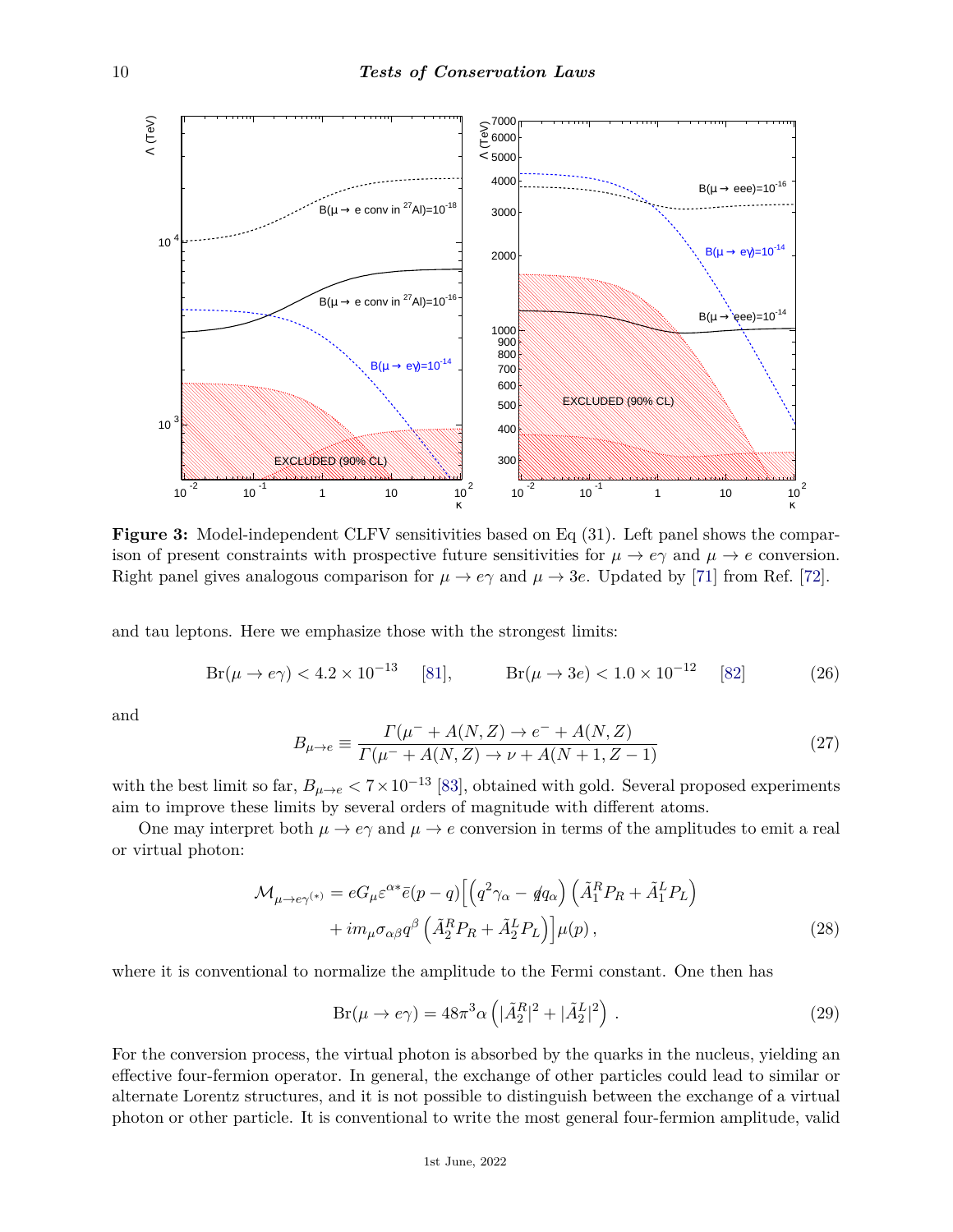**Figure 3:** Model-independent CLFV sensitivities based on Eq (31). Left panel shows the comparison of present constraints with prospective future sensitivities for $\mu \to e\gamma$ and $\mu \to e$ conversion. Right panel gives analogous comparison for $\mu \to e\gamma$ and $\mu \to 3e$. Updated by [71] from Ref. [72].

and tau leptons. Here we emphasize those with the strongest limits:

$$\mathrm{Br}(\mu \to e\gamma) < 4.2 \times 10^{-13} \quad [81], \qquad \mathrm{Br}(\mu \to 3e) < 1.0 \times 10^{-12} \quad [82] \tag{26}$$

and

$$B_{\mu \to e} \equiv \frac{\Gamma(\mu^- + A(N,Z) \to e^- + A(N,Z)}{\Gamma(\mu^- + A(N,Z) \to \nu + A(N+1, Z-1)} \tag{27}$$

with the best limit so far, $B_{\mu \to e} < 7 \times 10^{-13}$ [83], obtained with gold. Several proposed experiments aim to improve these limits by several orders of magnitude with different atoms.

One may interpret both $\mu \to e\gamma$ and $\mu \to e$ conversion in terms of the amplitudes to emit a real or virtual photon:

$$\begin{aligned}\mathcal{M}_{\mu \to e\gamma^{(*)}} = eG_\mu \varepsilon^{\alpha *} \bar{e}(p-q) \Big[ & \left( q^2 \gamma_\alpha - \not{q} q_\alpha \right) \left( \tilde{A}_1^R P_R + \tilde{A}_1^L P_L \right) \\ & + i m_\mu \sigma_{\alpha\beta} q^\beta \left( \tilde{A}_2^R P_R + \tilde{A}_2^L P_L \right) \Big] \mu(p) \,, \end{aligned} \tag{28}$$

where it is conventional to normalize the amplitude to the Fermi constant. One then has

$$\mathrm{Br}(\mu \to e\gamma) = 48\pi^3 \alpha \left( |\tilde{A}_2^R|^2 + |\tilde{A}_2^L|^2 \right) \,. \tag{29}$$

For the conversion process, the virtual photon is absorbed by the quarks in the nucleus, yielding an effective four-fermion operator. In general, the exchange of other particles could lead to similar or alternate Lorentz structures, and it is not possible to distinguish between the exchange of a virtual photon or other particle. It is conventional to write the most general four-fermion amplitude, valid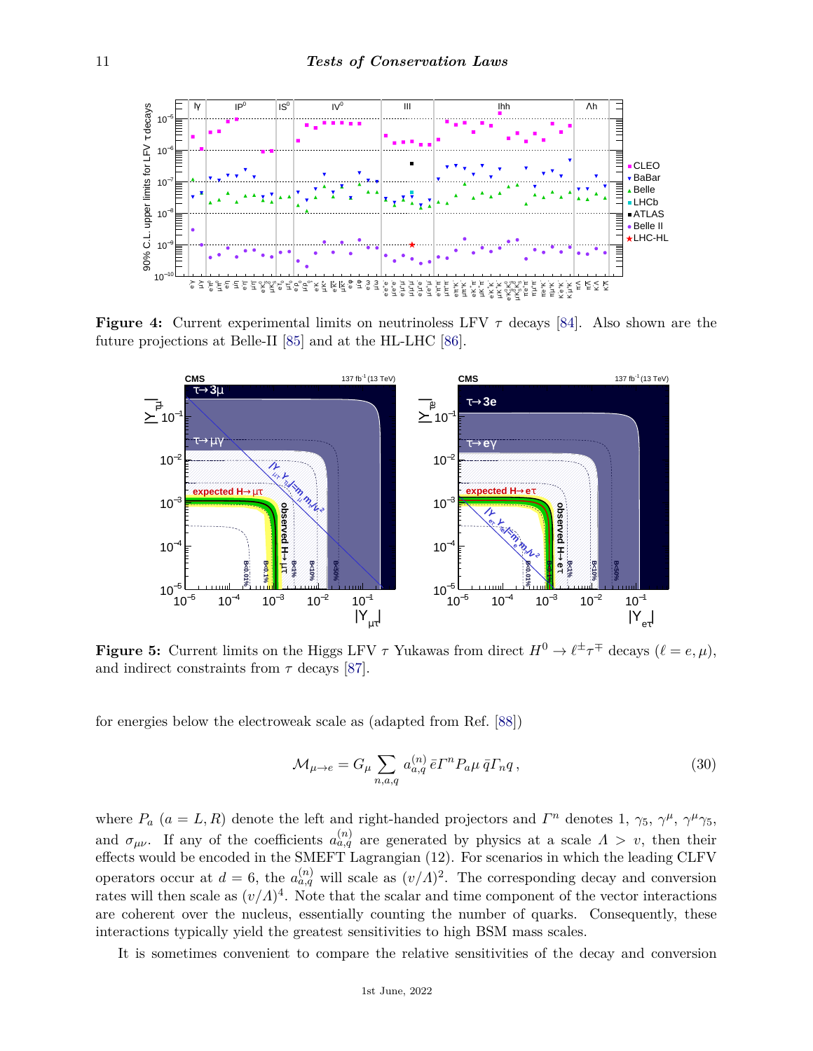**Figure 4:** Current experimental limits on neutrinoless LFV $\tau$ decays [84]. Also shown are the future projections at Belle-II [85] and at the HL-LHC [86].

**Figure 5:** Current limits on the Higgs LFV $\tau$ Yukawas from direct $H^0 \to \ell^\pm \tau^\mp$ decays ($\ell = e, \mu$), and indirect constraints from $\tau$ decays [87].

for energies below the electroweak scale as (adapted from Ref. [88])

$$\mathcal{M}_{\mu \to e} = G_\mu \sum_{n,a,q} a_{a,q}^{(n)} \, \bar{e} \Gamma^n P_a \mu \, \bar{q} \Gamma_n q \,, \tag{30}$$

where $P_a$ ($a = L, R$) denote the left and right-handed projectors and $\Gamma^n$ denotes 1, $\gamma_5$, $\gamma^\mu$, $\gamma^\mu \gamma_5$, and $\sigma_{\mu\nu}$. If any of the coefficients $a_{a,q}^{(n)}$ are generated by physics at a scale $\Lambda > v$, then their effects would be encoded in the SMEFT Lagrangian (12). For scenarios in which the leading CLFV operators occur at $d = 6$, the $a_{a,q}^{(n)}$ will scale as $(v/\Lambda)^2$. The corresponding decay and conversion rates will then scale as $(v/\Lambda)^4$. Note that the scalar and time component of the vector interactions are coherent over the nucleus, essentially counting the number of quarks. Consequently, these interactions typically yield the greatest sensitivities to high BSM mass scales.

It is sometimes convenient to compare the relative sensitivities of the decay and conversion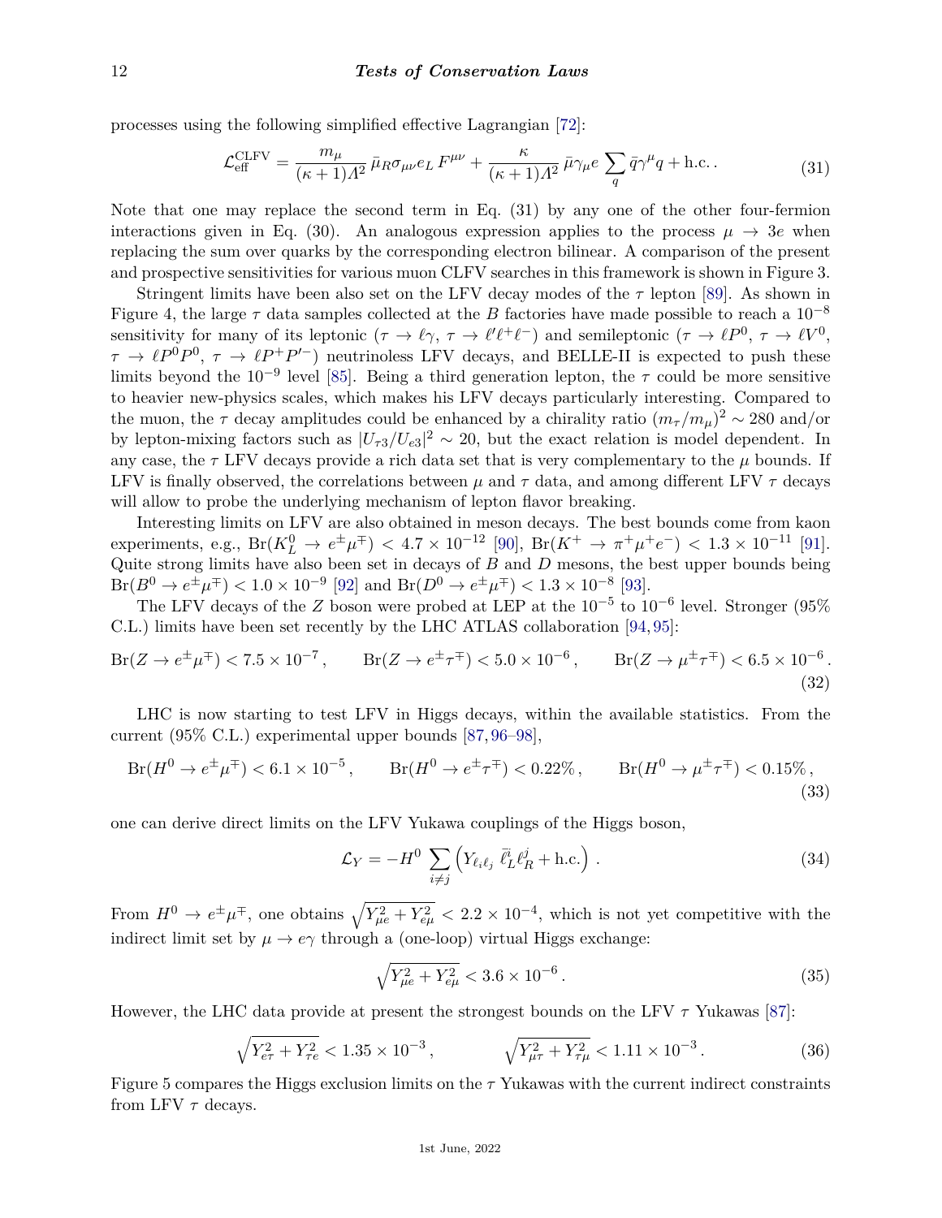processes using the following simplified effective Lagrangian [72]:

$$\mathcal{L}_{\rm eff}^{\rm CLFV} = \frac{m_\mu}{(\kappa+1)\Lambda^2}\,\bar{\mu}_R\sigma_{\mu\nu}e_L\,F^{\mu\nu} + \frac{\kappa}{(\kappa+1)\Lambda^2}\,\bar{\mu}\gamma_\mu e\,\sum_q \bar{q}\gamma^\mu q + \text{h.c.}\,. \tag{31}$$

Note that one may replace the second term in Eq. (31) by any one of the other four-fermion interactions given in Eq. (30). An analogous expression applies to the process $\mu \to 3e$ when replacing the sum over quarks by the corresponding electron bilinear. A comparison of the present and prospective sensitivities for various muon CLFV searches in this framework is shown in Figure 3.

Stringent limits have been also set on the LFV decay modes of the $\tau$ lepton [89]. As shown in Figure 4, the large $\tau$ data samples collected at the $B$ factories have made possible to reach a $10^{-8}$ sensitivity for many of its leptonic ($\tau \to \ell\gamma$, $\tau \to \ell'\ell^+\ell^-$) and semileptonic ($\tau \to \ell P^0$, $\tau \to \ell V^0$, $\tau \to \ell P^0 P^0$, $\tau \to \ell P^+ P'^-$) neutrinoless LFV decays, and BELLE-II is expected to push these limits beyond the $10^{-9}$ level [85]. Being a third generation lepton, the $\tau$ could be more sensitive to heavier new-physics scales, which makes his LFV decays particularly interesting. Compared to the muon, the $\tau$ decay amplitudes could be enhanced by a chirality ratio $(m_\tau/m_\mu)^2 \sim 280$ and/or by lepton-mixing factors such as $|U_{\tau 3}/U_{e3}|^2 \sim 20$, but the exact relation is model dependent. In any case, the $\tau$ LFV decays provide a rich data set that is very complementary to the $\mu$ bounds. If LFV is finally observed, the correlations between $\mu$ and $\tau$ data, and among different LFV $\tau$ decays will allow to probe the underlying mechanism of lepton flavor breaking.

Interesting limits on LFV are also obtained in meson decays. The best bounds come from kaon experiments, e.g., $\text{Br}(K_L^0 \to e^\pm\mu^\mp) < 4.7 \times 10^{-12}$ [90], $\text{Br}(K^+ \to \pi^+\mu^+e^-) < 1.3 \times 10^{-11}$ [91]. Quite strong limits have also been set in decays of $B$ and $D$ mesons, the best upper bounds being $\text{Br}(B^0 \to e^\pm\mu^\mp) < 1.0 \times 10^{-9}$ [92] and $\text{Br}(D^0 \to e^\pm\mu^\mp) < 1.3 \times 10^{-8}$ [93].

The LFV decays of the $Z$ boson were probed at LEP at the $10^{-5}$ to $10^{-6}$ level. Stronger (95% C.L.) limits have been set recently by the LHC ATLAS collaboration [94, 95]:

$$\text{Br}(Z \to e^\pm\mu^\mp) < 7.5 \times 10^{-7}\,, \qquad \text{Br}(Z \to e^\pm\tau^\mp) < 5.0 \times 10^{-6}\,, \qquad \text{Br}(Z \to \mu^\pm\tau^\mp) < 6.5 \times 10^{-6}\,. \tag{32}$$

LHC is now starting to test LFV in Higgs decays, within the available statistics. From the current (95% C.L.) experimental upper bounds [87, 96–98],

$$\text{Br}(H^0 \to e^\pm\mu^\mp) < 6.1 \times 10^{-5}\,, \qquad \text{Br}(H^0 \to e^\pm\tau^\mp) < 0.22\%\,, \qquad \text{Br}(H^0 \to \mu^\pm\tau^\mp) < 0.15\%\,, \tag{33}$$

one can derive direct limits on the LFV Yukawa couplings of the Higgs boson,

$$\mathcal{L}_Y = -H^0\,\sum_{i\neq j}\left(Y_{\ell_i\ell_j}\;\bar{\ell}_L^i\,\ell_R^j + \text{h.c.}\right)\,. \tag{34}$$

From $H^0 \to e^\pm\mu^\mp$, one obtains $\sqrt{Y_{\mu e}^2 + Y_{e\mu}^2} < 2.2 \times 10^{-4}$, which is not yet competitive with the indirect limit set by $\mu \to e\gamma$ through a (one-loop) virtual Higgs exchange:

$$\sqrt{Y_{\mu e}^2 + Y_{e\mu}^2} < 3.6 \times 10^{-6}\,. \tag{35}$$

However, the LHC data provide at present the strongest bounds on the LFV $\tau$ Yukawas [87]:

$$\sqrt{Y_{e\tau}^2 + Y_{\tau e}^2} < 1.35 \times 10^{-3}\,, \qquad\qquad \sqrt{Y_{\mu\tau}^2 + Y_{\tau\mu}^2} < 1.11 \times 10^{-3}\,. \tag{36}$$

Figure 5 compares the Higgs exclusion limits on the $\tau$ Yukawas with the current indirect constraints from LFV $\tau$ decays.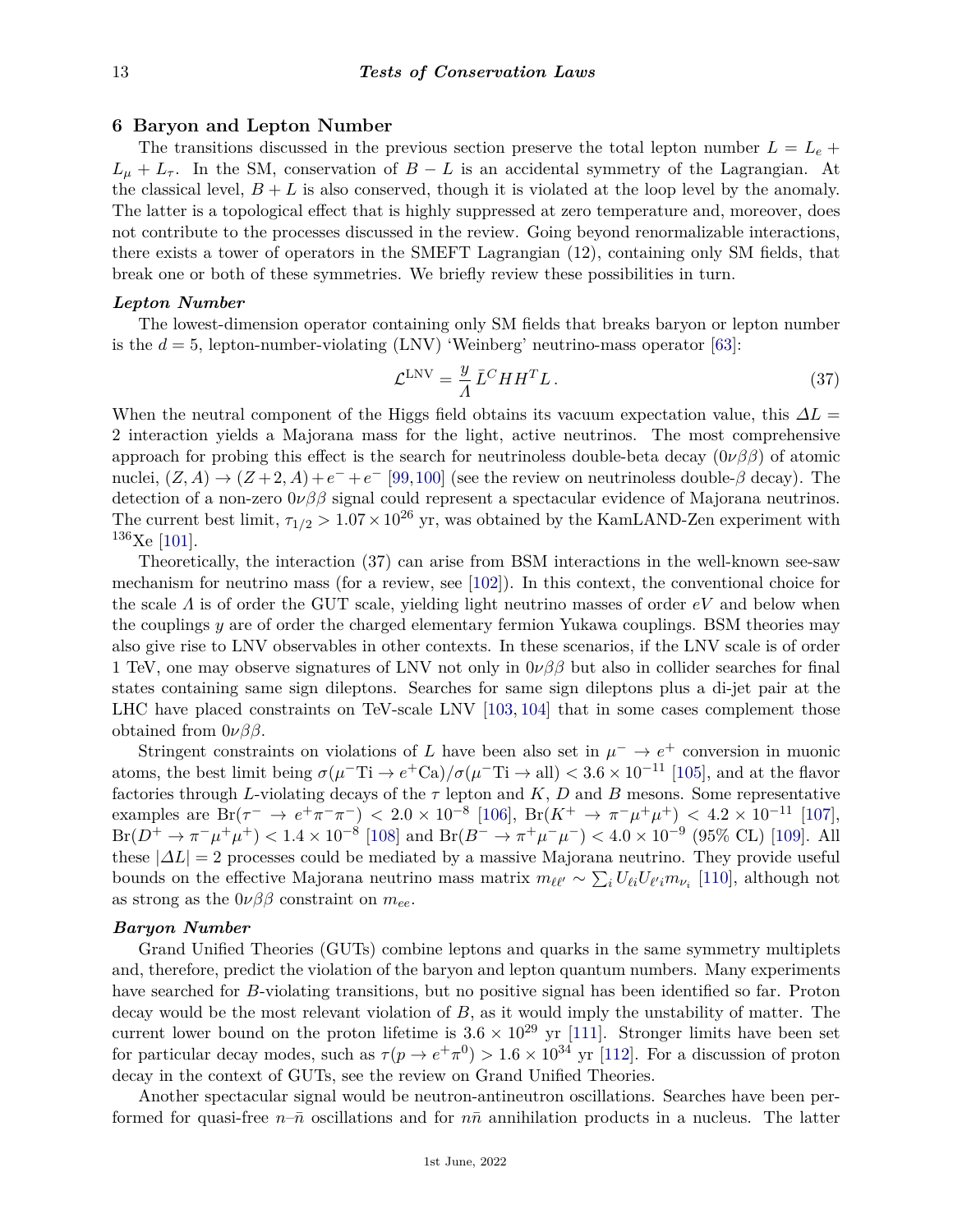## 6 Baryon and Lepton Number

The transitions discussed in the previous section preserve the total lepton number $L = L_e + L_\mu + L_\tau$. In the SM, conservation of $B - L$ is an accidental symmetry of the Lagrangian. At the classical level, $B + L$ is also conserved, though it is violated at the loop level by the anomaly. The latter is a topological effect that is highly suppressed at zero temperature and, moreover, does not contribute to the processes discussed in the review. Going beyond renormalizable interactions, there exists a tower of operators in the SMEFT Lagrangian (12), containing only SM fields, that break one or both of these symmetries. We briefly review these possibilities in turn.

### *Lepton Number*

The lowest-dimension operator containing only SM fields that breaks baryon or lepton number is the $d = 5$, lepton-number-violating (LNV) 'Weinberg' neutrino-mass operator [63]:

$$\mathcal{L}^{\rm LNV} = \frac{y}{\Lambda}\,\bar{L}^C H H^T L\,. \tag{37}$$

When the neutral component of the Higgs field obtains its vacuum expectation value, this $\Delta L = 2$ interaction yields a Majorana mass for the light, active neutrinos. The most comprehensive approach for probing this effect is the search for neutrinoless double-beta decay ($0\nu\beta\beta$) of atomic nuclei, $(Z,A) \to (Z+2,A) + e^- + e^-$ [99,100] (see the review on neutrinoless double-$\beta$ decay). The detection of a non-zero $0\nu\beta\beta$ signal could represent a spectacular evidence of Majorana neutrinos. The current best limit, $\tau_{1/2} > 1.07 \times 10^{26}$ yr, was obtained by the KamLAND-Zen experiment with $^{136}$Xe [101].

Theoretically, the interaction (37) can arise from BSM interactions in the well-known see-saw mechanism for neutrino mass (for a review, see [102]). In this context, the conventional choice for the scale $\Lambda$ is of order the GUT scale, yielding light neutrino masses of order $eV$ and below when the couplings $y$ are of order the charged elementary fermion Yukawa couplings. BSM theories may also give rise to LNV observables in other contexts. In these scenarios, if the LNV scale is of order 1 TeV, one may observe signatures of LNV not only in $0\nu\beta\beta$ but also in collider searches for final states containing same sign dileptons. Searches for same sign dileptons plus a di-jet pair at the LHC have placed constraints on TeV-scale LNV [103, 104] that in some cases complement those obtained from $0\nu\beta\beta$.

Stringent constraints on violations of $L$ have been also set in $\mu^- \to e^+$ conversion in muonic atoms, the best limit being $\sigma(\mu^-{\rm Ti} \to e^+{\rm Ca})/\sigma(\mu^-{\rm Ti} \to {\rm all}) < 3.6 \times 10^{-11}$ [105], and at the flavor factories through $L$-violating decays of the $\tau$ lepton and $K$, $D$ and $B$ mesons. Some representative examples are ${\rm Br}(\tau^- \to e^+\pi^-\pi^-) < 2.0 \times 10^{-8}$ [106], ${\rm Br}(K^+ \to \pi^-\mu^+\mu^+) < 4.2 \times 10^{-11}$ [107], ${\rm Br}(D^+ \to \pi^-\mu^+\mu^+) < 1.4 \times 10^{-8}$ [108] and ${\rm Br}(B^- \to \pi^+\mu^-\mu^-) < 4.0 \times 10^{-9}$ (95% CL) [109]. All these $|\Delta L| = 2$ processes could be mediated by a massive Majorana neutrino. They provide useful bounds on the effective Majorana neutrino mass matrix $m_{\ell\ell'} \sim \sum_i U_{\ell i} U_{\ell' i} m_{\nu_i}$ [110], although not as strong as the $0\nu\beta\beta$ constraint on $m_{ee}$.

### *Baryon Number*

Grand Unified Theories (GUTs) combine leptons and quarks in the same symmetry multiplets and, therefore, predict the violation of the baryon and lepton quantum numbers. Many experiments have searched for $B$-violating transitions, but no positive signal has been identified so far. Proton decay would be the most relevant violation of $B$, as it would imply the unstability of matter. The current lower bound on the proton lifetime is $3.6 \times 10^{29}$ yr [111]. Stronger limits have been set for particular decay modes, such as $\tau(p \to e^+\pi^0) > 1.6 \times 10^{34}$ yr [112]. For a discussion of proton decay in the context of GUTs, see the review on Grand Unified Theories.

Another spectacular signal would be neutron-antineutron oscillations. Searches have been performed for quasi-free $n$–$\bar{n}$ oscillations and for $n\bar{n}$ annihilation products in a nucleus. The latter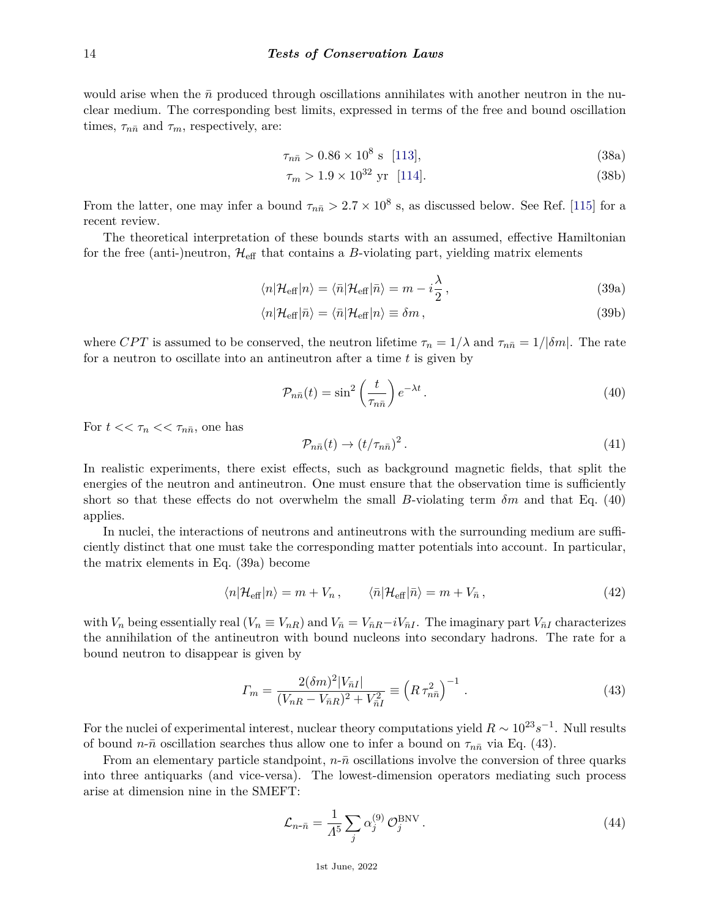would arise when the $\bar{n}$ produced through oscillations annihilates with another neutron in the nuclear medium. The corresponding best limits, expressed in terms of the free and bound oscillation times, $\tau_{n\bar{n}}$ and $\tau_m$, respectively, are:

$$\tau_{n\bar{n}} > 0.86 \times 10^8 \text{ s} \quad [113], \tag{38a}$$

$$\tau_m > 1.9 \times 10^{32} \text{ yr} \quad [114]. \tag{38b}$$

From the latter, one may infer a bound $\tau_{n\bar{n}} > 2.7 \times 10^8$ s, as discussed below. See Ref. [115] for a recent review.

The theoretical interpretation of these bounds starts with an assumed, effective Hamiltonian for the free (anti-)neutron, $\mathcal{H}_{\text{eff}}$ that contains a $B$-violating part, yielding matrix elements

$$\langle n|\mathcal{H}_{\text{eff}}|n\rangle = \langle \bar{n}|\mathcal{H}_{\text{eff}}|\bar{n}\rangle = m - i\frac{\lambda}{2}\,, \tag{39a}$$

$$\langle n|\mathcal{H}_{\text{eff}}|\bar{n}\rangle = \langle \bar{n}|\mathcal{H}_{\text{eff}}|n\rangle \equiv \delta m\,, \tag{39b}$$

where $CPT$ is assumed to be conserved, the neutron lifetime $\tau_n = 1/\lambda$ and $\tau_{n\bar{n}} = 1/|\delta m|$. The rate for a neutron to oscillate into an antineutron after a time $t$ is given by

$$\mathcal{P}_{n\bar{n}}(t) = \sin^2\left(\frac{t}{\tau_{n\bar{n}}}\right) e^{-\lambda t}\,. \tag{40}$$

For $t << \tau_n << \tau_{n\bar{n}}$, one has

$$\mathcal{P}_{n\bar{n}}(t) \to (t/\tau_{n\bar{n}})^2\,. \tag{41}$$

In realistic experiments, there exist effects, such as background magnetic fields, that split the energies of the neutron and antineutron. One must ensure that the observation time is sufficiently short so that these effects do not overwhelm the small $B$-violating term $\delta m$ and that Eq. (40) applies.

In nuclei, the interactions of neutrons and antineutrons with the surrounding medium are sufficiently distinct that one must take the corresponding matter potentials into account. In particular, the matrix elements in Eq. (39a) become

$$\langle n|\mathcal{H}_{\text{eff}}|n\rangle = m + V_n\,, \qquad \langle \bar{n}|\mathcal{H}_{\text{eff}}|\bar{n}\rangle = m + V_{\bar{n}}\,, \tag{42}$$

with $V_n$ being essentially real ($V_n \equiv V_{nR}$) and $V_{\bar{n}} = V_{\bar{n}R} - iV_{\bar{n}I}$. The imaginary part $V_{\bar{n}I}$ characterizes the annihilation of the antineutron with bound nucleons into secondary hadrons. The rate for a bound neutron to disappear is given by

$$\varGamma_m = \frac{2(\delta m)^2 |V_{\bar{n}I}|}{(V_{nR} - V_{\bar{n}R})^2 + V_{\bar{n}I}^2} \equiv \left(R\,\tau_{n\bar{n}}^2\right)^{-1}\,. \tag{43}$$

For the nuclei of experimental interest, nuclear theory computations yield $R \sim 10^{23} s^{-1}$. Null results of bound $n$-$\bar{n}$ oscillation searches thus allow one to infer a bound on $\tau_{n\bar{n}}$ via Eq. (43).

From an elementary particle standpoint, $n$-$\bar{n}$ oscillations involve the conversion of three quarks into three antiquarks (and vice-versa). The lowest-dimension operators mediating such process arise at dimension nine in the SMEFT:

$$\mathcal{L}_{n\text{-}\bar{n}} = \frac{1}{\varLambda^5}\sum_j \alpha_j^{(9)}\,\mathcal{O}_j^{\text{BNV}}\,. \tag{44}$$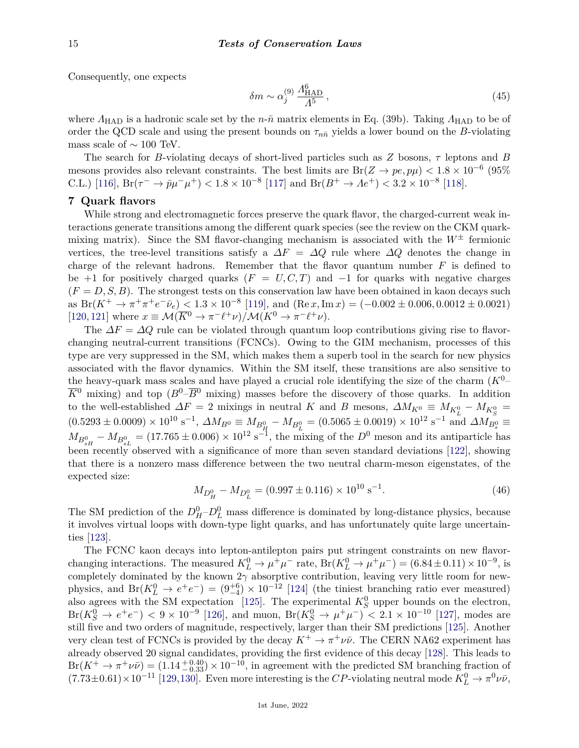Consequently, one expects

$$\delta m \sim \alpha_j^{(9)} \, \frac{\Lambda_{\rm HAD}^6}{\Lambda^5}\,, \tag{45}$$

where $\Lambda_{\rm HAD}$ is a hadronic scale set by the $n$-$\bar{n}$ matrix elements in Eq. (39b). Taking $\Lambda_{\rm HAD}$ to be of order the QCD scale and using the present bounds on $\tau_{n\bar{n}}$ yields a lower bound on the $B$-violating mass scale of $\sim 100$ TeV.

The search for $B$-violating decays of short-lived particles such as $Z$ bosons, $\tau$ leptons and $B$ mesons provides also relevant constraints. The best limits are $\mathrm{Br}(Z \to pe, p\mu) < 1.8 \times 10^{-6}$ (95% C.L.) [116], $\mathrm{Br}(\tau^- \to \bar{p}\mu^-\mu^+) < 1.8 \times 10^{-8}$ [117] and $\mathrm{Br}(B^+ \to \Lambda e^+) < 3.2 \times 10^{-8}$ [118].

## 7 Quark flavors

While strong and electromagnetic forces preserve the quark flavor, the charged-current weak interactions generate transitions among the different quark species (see the review on the CKM quark-mixing matrix). Since the SM flavor-changing mechanism is associated with the $W^\pm$ fermionic vertices, the tree-level transitions satisfy a $\Delta F = \Delta Q$ rule where $\Delta Q$ denotes the change in charge of the relevant hadrons. Remember that the flavor quantum number $F$ is defined to be $+1$ for positively charged quarks ($F = U, C, T$) and $-1$ for quarks with negative charges ($F = D, S, B$). The strongest tests on this conservation law have been obtained in kaon decays such as $\mathrm{Br}(K^+ \to \pi^+\pi^+e^-\bar{\nu}_e) < 1.3 \times 10^{-8}$ [119], and $(\mathrm{Re}\,x, \mathrm{Im}\,x) = (-0.002 \pm 0.006, 0.0012 \pm 0.0021)$ [120,121] where $x \equiv \mathcal{M}(\overline{K}^0 \to \pi^-\ell^+\nu)/\mathcal{M}(K^0 \to \pi^-\ell^+\nu)$.

The $\Delta F = \Delta Q$ rule can be violated through quantum loop contributions giving rise to flavor-changing neutral-current transitions (FCNCs). Owing to the GIM mechanism, processes of this type are very suppressed in the SM, which makes them a superb tool in the search for new physics associated with the flavor dynamics. Within the SM itself, these transitions are also sensitive to the heavy-quark mass scales and have played a crucial role identifying the size of the charm ($K^0$–$\overline{K}^0$ mixing) and top ($B^0$–$\overline{B}^0$ mixing) masses before the discovery of those quarks. In addition to the well-established $\Delta F = 2$ mixings in neutral $K$ and $B$ mesons, $\Delta M_{K^0} \equiv M_{K_L^0} - M_{K_S^0} = (0.5293 \pm 0.0009) \times 10^{10}\ \mathrm{s}^{-1}$, $\Delta M_{B^0} \equiv M_{B_H^0} - M_{B_L^0} = (0.5065 \pm 0.0019) \times 10^{12}\ \mathrm{s}^{-1}$ and $\Delta M_{B_s^0} \equiv M_{B_{sH}^0} - M_{B_{sL}^0} = (17.765 \pm 0.006) \times 10^{12}\ \mathrm{s}^{-1}$, the mixing of the $D^0$ meson and its antiparticle has been recently observed with a significance of more than seven standard deviations [122], showing that there is a nonzero mass difference between the two neutral charm-meson eigenstates, of the expected size:

$$M_{D_H^0} - M_{D_L^0} = (0.997 \pm 0.116) \times 10^{10}\ \mathrm{s}^{-1}. \tag{46}$$

The SM prediction of the $D_H^0$–$D_L^0$ mass difference is dominated by long-distance physics, because it involves virtual loops with down-type light quarks, and has unfortunately quite large uncertainties [123].

The FCNC kaon decays into lepton-antilepton pairs put stringent constraints on new flavor-changing interactions. The measured $K_L^0 \to \mu^+\mu^-$ rate, $\mathrm{Br}(K_L^0 \to \mu^+\mu^-) = (6.84 \pm 0.11) \times 10^{-9}$, is completely dominated by the known $2\gamma$ absorptive contribution, leaving very little room for new-physics, and $\mathrm{Br}(K_L^0 \to e^+e^-) = (9^{+6}_{-4}) \times 10^{-12}$ [124] (the tiniest branching ratio ever measured) also agrees with the SM expectation [125]. The experimental $K_S^0$ upper bounds on the electron, $\mathrm{Br}(K_S^0 \to e^+e^-) < 9 \times 10^{-9}$ [126], and muon, $\mathrm{Br}(K_S^0 \to \mu^+\mu^-) < 2.1 \times 10^{-10}$ [127], modes are still five and two orders of magnitude, respectively, larger than their SM predictions [125]. Another very clean test of FCNCs is provided by the decay $K^+ \to \pi^+\nu\bar{\nu}$. The CERN NA62 experiment has already observed 20 signal candidates, providing the first evidence of this decay [128]. This leads to $\mathrm{Br}(K^+ \to \pi^+\nu\bar{\nu}) = (1.14\,^{+0.40}_{-0.33}) \times 10^{-10}$, in agreement with the predicted SM branching fraction of $(7.73 \pm 0.61) \times 10^{-11}$ [129,130]. Even more interesting is the $CP$-violating neutral mode $K_L^0 \to \pi^0\nu\bar{\nu}$,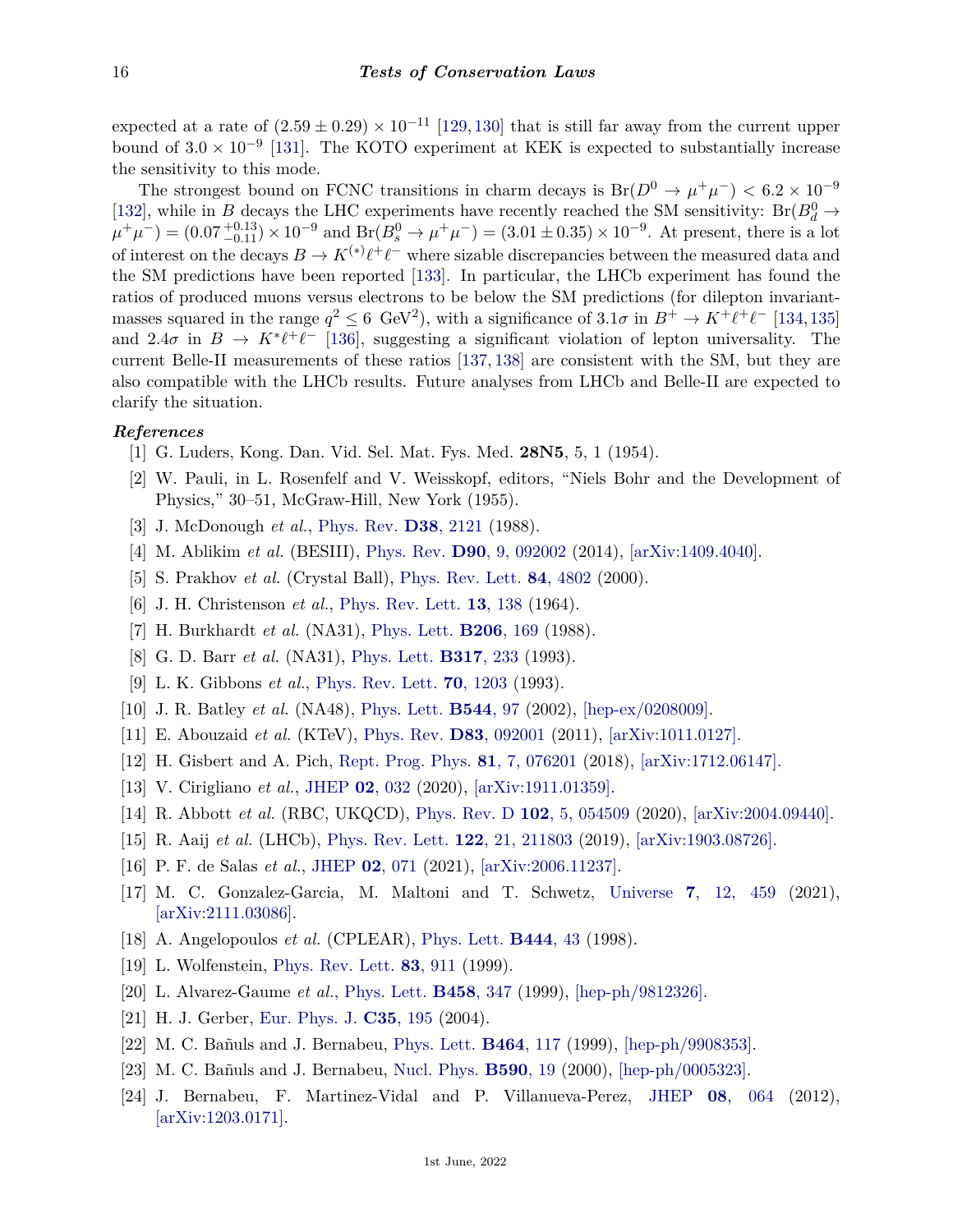expected at a rate of $(2.59 \pm 0.29) \times 10^{-11}$ [129,130] that is still far away from the current upper bound of $3.0 \times 10^{-9}$ [131]. The KOTO experiment at KEK is expected to substantially increase the sensitivity to this mode.

The strongest bound on FCNC transitions in charm decays is $\text{Br}(D^0 \to \mu^+\mu^-) < 6.2 \times 10^{-9}$ [132], while in $B$ decays the LHC experiments have recently reached the SM sensitivity: $\text{Br}(B_d^0 \to \mu^+\mu^-) = (0.07\,^{+0.13}_{-0.11}) \times 10^{-9}$ and $\text{Br}(B_s^0 \to \mu^+\mu^-) = (3.01 \pm 0.35) \times 10^{-9}$. At present, there is a lot of interest on the decays $B \to K^{(*)}\ell^+\ell^-$ where sizable discrepancies between the measured data and the SM predictions have been reported [133]. In particular, the LHCb experiment has found the ratios of produced muons versus electrons to be below the SM predictions (for dilepton invariant-masses squared in the range $q^2 \leq 6\ \text{GeV}^2$), with a significance of $3.1\sigma$ in $B^+ \to K^+\ell^+\ell^-$ [134,135] and $2.4\sigma$ in $B \to K^*\ell^+\ell^-$ [136], suggesting a significant violation of lepton universality. The current Belle-II measurements of these ratios [137,138] are consistent with the SM, but they are also compatible with the LHCb results. Future analyses from LHCb and Belle-II are expected to clarify the situation.

### *References*

[1] G. Luders, Kong. Dan. Vid. Sel. Mat. Fys. Med. **28N5**, 5, 1 (1954).

[2] W. Pauli, in L. Rosenfelf and V. Weisskopf, editors, "Niels Bohr and the Development of Physics," 30–51, McGraw-Hill, New York (1955).

[3] J. McDonough *et al.*, Phys. Rev. **D38**, 2121 (1988).

[4] M. Ablikim *et al.* (BESIII), Phys. Rev. **D90**, 9, 092002 (2014), [arXiv:1409.4040].

[5] S. Prakhov *et al.* (Crystal Ball), Phys. Rev. Lett. **84**, 4802 (2000).

[6] J. H. Christenson *et al.*, Phys. Rev. Lett. **13**, 138 (1964).

[7] H. Burkhardt *et al.* (NA31), Phys. Lett. **B206**, 169 (1988).

[8] G. D. Barr *et al.* (NA31), Phys. Lett. **B317**, 233 (1993).

[9] L. K. Gibbons *et al.*, Phys. Rev. Lett. **70**, 1203 (1993).

[10] J. R. Batley *et al.* (NA48), Phys. Lett. **B544**, 97 (2002), [hep-ex/0208009].

[11] E. Abouzaid *et al.* (KTeV), Phys. Rev. **D83**, 092001 (2011), [arXiv:1011.0127].

[12] H. Gisbert and A. Pich, Rept. Prog. Phys. **81**, 7, 076201 (2018), [arXiv:1712.06147].

[13] V. Cirigliano *et al.*, JHEP **02**, 032 (2020), [arXiv:1911.01359].

[14] R. Abbott *et al.* (RBC, UKQCD), Phys. Rev. D **102**, 5, 054509 (2020), [arXiv:2004.09440].

[15] R. Aaij *et al.* (LHCb), Phys. Rev. Lett. **122**, 21, 211803 (2019), [arXiv:1903.08726].

[16] P. F. de Salas *et al.*, JHEP **02**, 071 (2021), [arXiv:2006.11237].

[17] M. C. Gonzalez-Garcia, M. Maltoni and T. Schwetz, Universe **7**, 12, 459 (2021), [arXiv:2111.03086].

[18] A. Angelopoulos *et al.* (CPLEAR), Phys. Lett. **B444**, 43 (1998).

[19] L. Wolfenstein, Phys. Rev. Lett. **83**, 911 (1999).

[20] L. Alvarez-Gaume *et al.*, Phys. Lett. **B458**, 347 (1999), [hep-ph/9812326].

[21] H. J. Gerber, Eur. Phys. J. **C35**, 195 (2004).

[22] M. C. Bañuls and J. Bernabeu, Phys. Lett. **B464**, 117 (1999), [hep-ph/9908353].

[23] M. C. Bañuls and J. Bernabeu, Nucl. Phys. **B590**, 19 (2000), [hep-ph/0005323].

[24] J. Bernabeu, F. Martinez-Vidal and P. Villanueva-Perez, JHEP **08**, 064 (2012), [arXiv:1203.0171].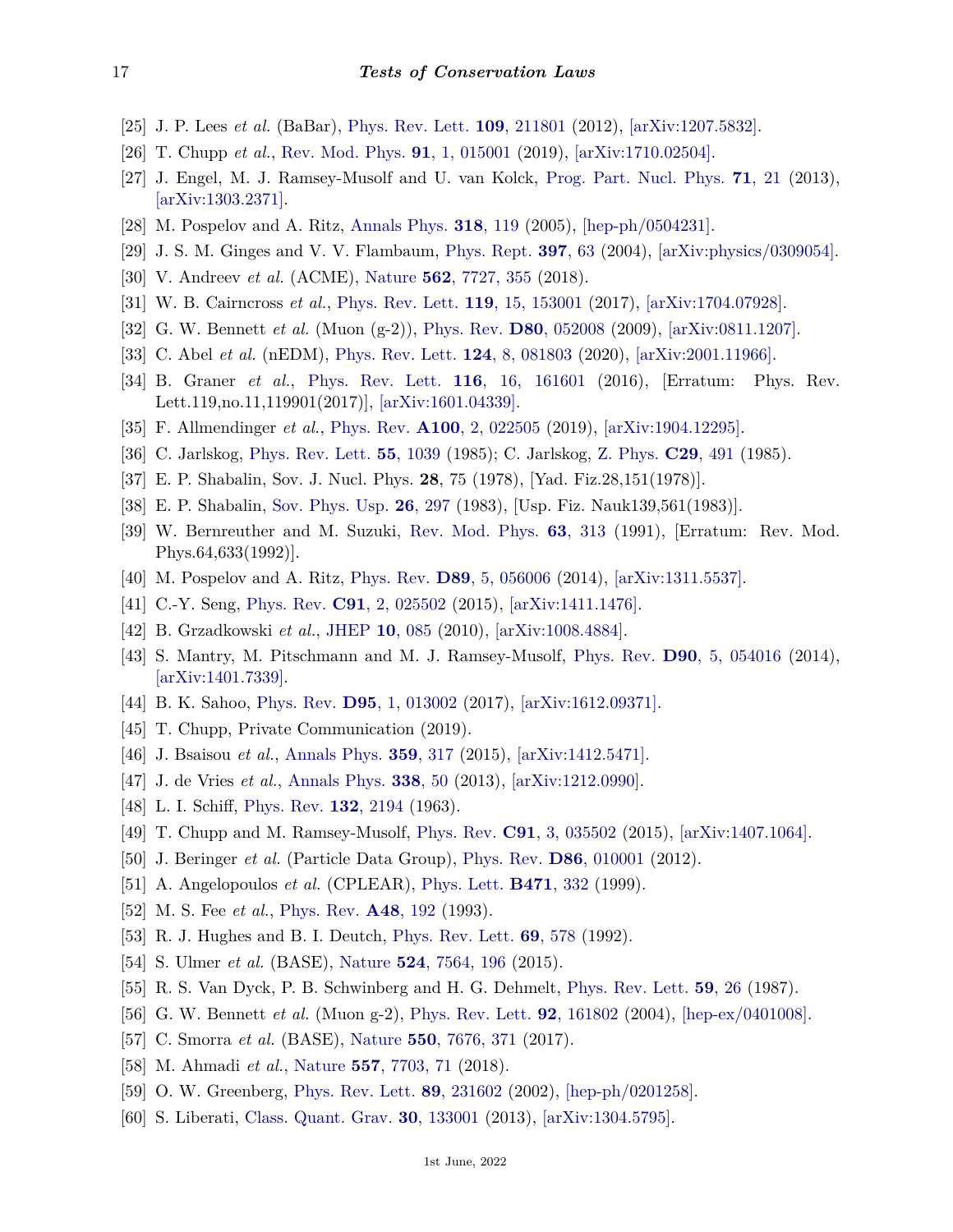[25] J. P. Lees *et al.* (BaBar), Phys. Rev. Lett. **109**, 211801 (2012), [arXiv:1207.5832].

[26] T. Chupp *et al.*, Rev. Mod. Phys. **91**, 1, 015001 (2019), [arXiv:1710.02504].

[27] J. Engel, M. J. Ramsey-Musolf and U. van Kolck, Prog. Part. Nucl. Phys. **71**, 21 (2013), [arXiv:1303.2371].

[28] M. Pospelov and A. Ritz, Annals Phys. **318**, 119 (2005), [hep-ph/0504231].

[29] J. S. M. Ginges and V. V. Flambaum, Phys. Rept. **397**, 63 (2004), [arXiv:physics/0309054].

[30] V. Andreev *et al.* (ACME), Nature **562**, 7727, 355 (2018).

[31] W. B. Cairncross *et al.*, Phys. Rev. Lett. **119**, 15, 153001 (2017), [arXiv:1704.07928].

[32] G. W. Bennett *et al.* (Muon (g-2)), Phys. Rev. **D80**, 052008 (2009), [arXiv:0811.1207].

[33] C. Abel *et al.* (nEDM), Phys. Rev. Lett. **124**, 8, 081803 (2020), [arXiv:2001.11966].

[34] B. Graner *et al.*, Phys. Rev. Lett. **116**, 16, 161601 (2016), [Erratum: Phys. Rev. Lett.119,no.11,119901(2017)], [arXiv:1601.04339].

[35] F. Allmendinger *et al.*, Phys. Rev. **A100**, 2, 022505 (2019), [arXiv:1904.12295].

[36] C. Jarlskog, Phys. Rev. Lett. **55**, 1039 (1985); C. Jarlskog, Z. Phys. **C29**, 491 (1985).

[37] E. P. Shabalin, Sov. J. Nucl. Phys. **28**, 75 (1978), [Yad. Fiz.28,151(1978)].

[38] E. P. Shabalin, Sov. Phys. Usp. **26**, 297 (1983), [Usp. Fiz. Nauk139,561(1983)].

[39] W. Bernreuther and M. Suzuki, Rev. Mod. Phys. **63**, 313 (1991), [Erratum: Rev. Mod. Phys.64,633(1992)].

[40] M. Pospelov and A. Ritz, Phys. Rev. **D89**, 5, 056006 (2014), [arXiv:1311.5537].

[41] C.-Y. Seng, Phys. Rev. **C91**, 2, 025502 (2015), [arXiv:1411.1476].

[42] B. Grzadkowski *et al.*, JHEP **10**, 085 (2010), [arXiv:1008.4884].

[43] S. Mantry, M. Pitschmann and M. J. Ramsey-Musolf, Phys. Rev. **D90**, 5, 054016 (2014), [arXiv:1401.7339].

[44] B. K. Sahoo, Phys. Rev. **D95**, 1, 013002 (2017), [arXiv:1612.09371].

[45] T. Chupp, Private Communication (2019).

[46] J. Bsaisou *et al.*, Annals Phys. **359**, 317 (2015), [arXiv:1412.5471].

[47] J. de Vries *et al.*, Annals Phys. **338**, 50 (2013), [arXiv:1212.0990].

[48] L. I. Schiff, Phys. Rev. **132**, 2194 (1963).

[49] T. Chupp and M. Ramsey-Musolf, Phys. Rev. **C91**, 3, 035502 (2015), [arXiv:1407.1064].

[50] J. Beringer *et al.* (Particle Data Group), Phys. Rev. **D86**, 010001 (2012).

[51] A. Angelopoulos *et al.* (CPLEAR), Phys. Lett. **B471**, 332 (1999).

[52] M. S. Fee *et al.*, Phys. Rev. **A48**, 192 (1993).

[53] R. J. Hughes and B. I. Deutch, Phys. Rev. Lett. **69**, 578 (1992).

[54] S. Ulmer *et al.* (BASE), Nature **524**, 7564, 196 (2015).

[55] R. S. Van Dyck, P. B. Schwinberg and H. G. Dehmelt, Phys. Rev. Lett. **59**, 26 (1987).

[56] G. W. Bennett *et al.* (Muon g-2), Phys. Rev. Lett. **92**, 161802 (2004), [hep-ex/0401008].

[57] C. Smorra *et al.* (BASE), Nature **550**, 7676, 371 (2017).

[58] M. Ahmadi *et al.*, Nature **557**, 7703, 71 (2018).

[59] O. W. Greenberg, Phys. Rev. Lett. **89**, 231602 (2002), [hep-ph/0201258].

[60] S. Liberati, Class. Quant. Grav. **30**, 133001 (2013), [arXiv:1304.5795].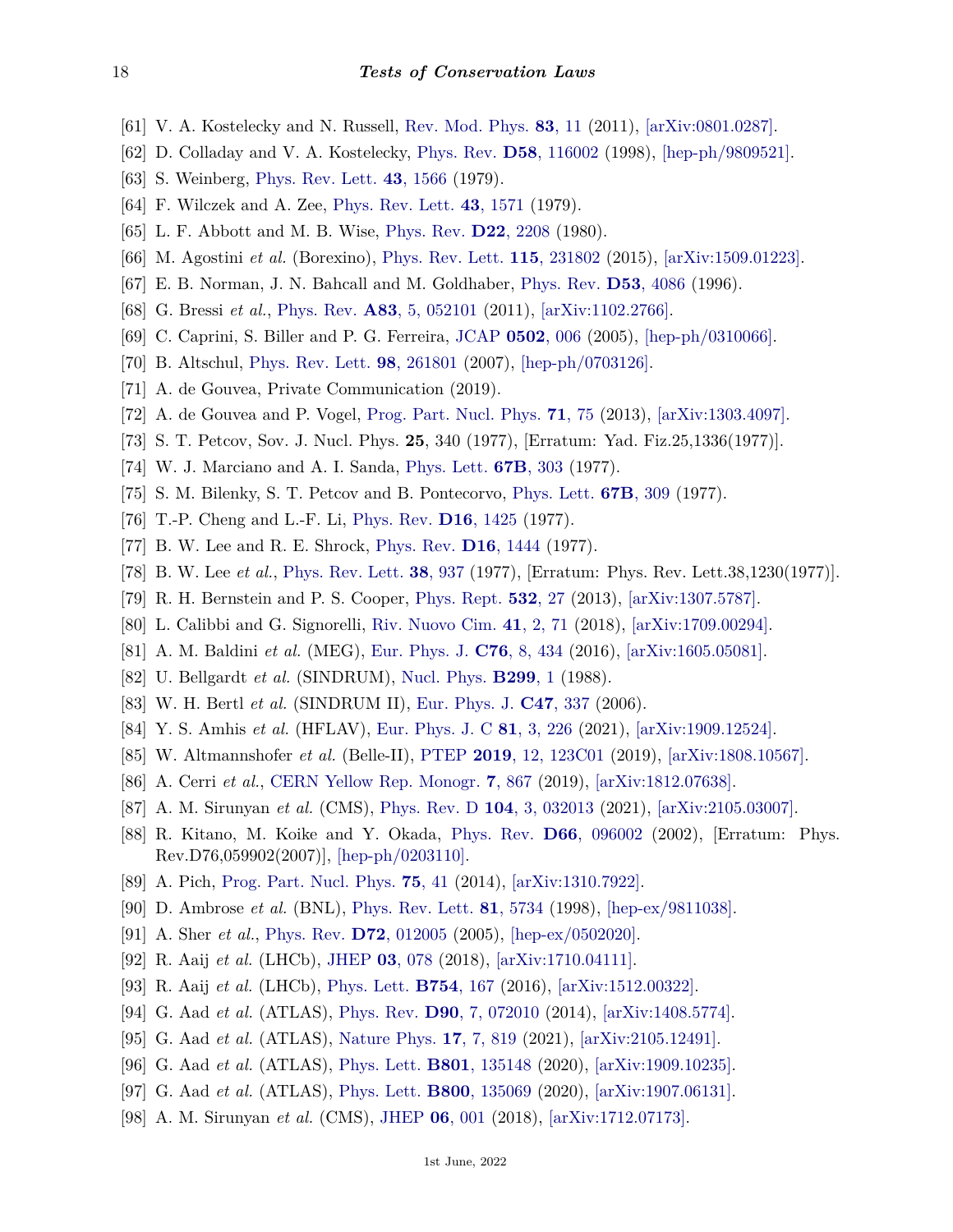[61] V. A. Kostelecky and N. Russell, Rev. Mod. Phys. **83**, 11 (2011), [arXiv:0801.0287].

[62] D. Colladay and V. A. Kostelecky, Phys. Rev. **D58**, 116002 (1998), [hep-ph/9809521].

[63] S. Weinberg, Phys. Rev. Lett. **43**, 1566 (1979).

[64] F. Wilczek and A. Zee, Phys. Rev. Lett. **43**, 1571 (1979).

[65] L. F. Abbott and M. B. Wise, Phys. Rev. **D22**, 2208 (1980).

[66] M. Agostini *et al.* (Borexino), Phys. Rev. Lett. **115**, 231802 (2015), [arXiv:1509.01223].

[67] E. B. Norman, J. N. Bahcall and M. Goldhaber, Phys. Rev. **D53**, 4086 (1996).

[68] G. Bressi *et al.*, Phys. Rev. **A83**, 5, 052101 (2011), [arXiv:1102.2766].

[69] C. Caprini, S. Biller and P. G. Ferreira, JCAP **0502**, 006 (2005), [hep-ph/0310066].

[70] B. Altschul, Phys. Rev. Lett. **98**, 261801 (2007), [hep-ph/0703126].

[71] A. de Gouvea, Private Communication (2019).

[72] A. de Gouvea and P. Vogel, Prog. Part. Nucl. Phys. **71**, 75 (2013), [arXiv:1303.4097].

[73] S. T. Petcov, Sov. J. Nucl. Phys. **25**, 340 (1977), [Erratum: Yad. Fiz.25,1336(1977)].

[74] W. J. Marciano and A. I. Sanda, Phys. Lett. **67B**, 303 (1977).

[75] S. M. Bilenky, S. T. Petcov and B. Pontecorvo, Phys. Lett. **67B**, 309 (1977).

[76] T.-P. Cheng and L.-F. Li, Phys. Rev. **D16**, 1425 (1977).

[77] B. W. Lee and R. E. Shrock, Phys. Rev. **D16**, 1444 (1977).

[78] B. W. Lee *et al.*, Phys. Rev. Lett. **38**, 937 (1977), [Erratum: Phys. Rev. Lett.38,1230(1977)].

[79] R. H. Bernstein and P. S. Cooper, Phys. Rept. **532**, 27 (2013), [arXiv:1307.5787].

[80] L. Calibbi and G. Signorelli, Riv. Nuovo Cim. **41**, 2, 71 (2018), [arXiv:1709.00294].

[81] A. M. Baldini *et al.* (MEG), Eur. Phys. J. **C76**, 8, 434 (2016), [arXiv:1605.05081].

[82] U. Bellgardt *et al.* (SINDRUM), Nucl. Phys. **B299**, 1 (1988).

[83] W. H. Bertl *et al.* (SINDRUM II), Eur. Phys. J. **C47**, 337 (2006).

[84] Y. S. Amhis *et al.* (HFLAV), Eur. Phys. J. C **81**, 3, 226 (2021), [arXiv:1909.12524].

[85] W. Altmannshofer *et al.* (Belle-II), PTEP **2019**, 12, 123C01 (2019), [arXiv:1808.10567].

[86] A. Cerri *et al.*, CERN Yellow Rep. Monogr. **7**, 867 (2019), [arXiv:1812.07638].

[87] A. M. Sirunyan *et al.* (CMS), Phys. Rev. D **104**, 3, 032013 (2021), [arXiv:2105.03007].

[88] R. Kitano, M. Koike and Y. Okada, Phys. Rev. **D66**, 096002 (2002), [Erratum: Phys. Rev.D76,059902(2007)], [hep-ph/0203110].

[89] A. Pich, Prog. Part. Nucl. Phys. **75**, 41 (2014), [arXiv:1310.7922].

[90] D. Ambrose *et al.* (BNL), Phys. Rev. Lett. **81**, 5734 (1998), [hep-ex/9811038].

[91] A. Sher *et al.*, Phys. Rev. **D72**, 012005 (2005), [hep-ex/0502020].

[92] R. Aaij *et al.* (LHCb), JHEP **03**, 078 (2018), [arXiv:1710.04111].

[93] R. Aaij *et al.* (LHCb), Phys. Lett. **B754**, 167 (2016), [arXiv:1512.00322].

[94] G. Aad *et al.* (ATLAS), Phys. Rev. **D90**, 7, 072010 (2014), [arXiv:1408.5774].

[95] G. Aad *et al.* (ATLAS), Nature Phys. **17**, 7, 819 (2021), [arXiv:2105.12491].

[96] G. Aad *et al.* (ATLAS), Phys. Lett. **B801**, 135148 (2020), [arXiv:1909.10235].

[97] G. Aad *et al.* (ATLAS), Phys. Lett. **B800**, 135069 (2020), [arXiv:1907.06131].

[98] A. M. Sirunyan *et al.* (CMS), JHEP **06**, 001 (2018), [arXiv:1712.07173].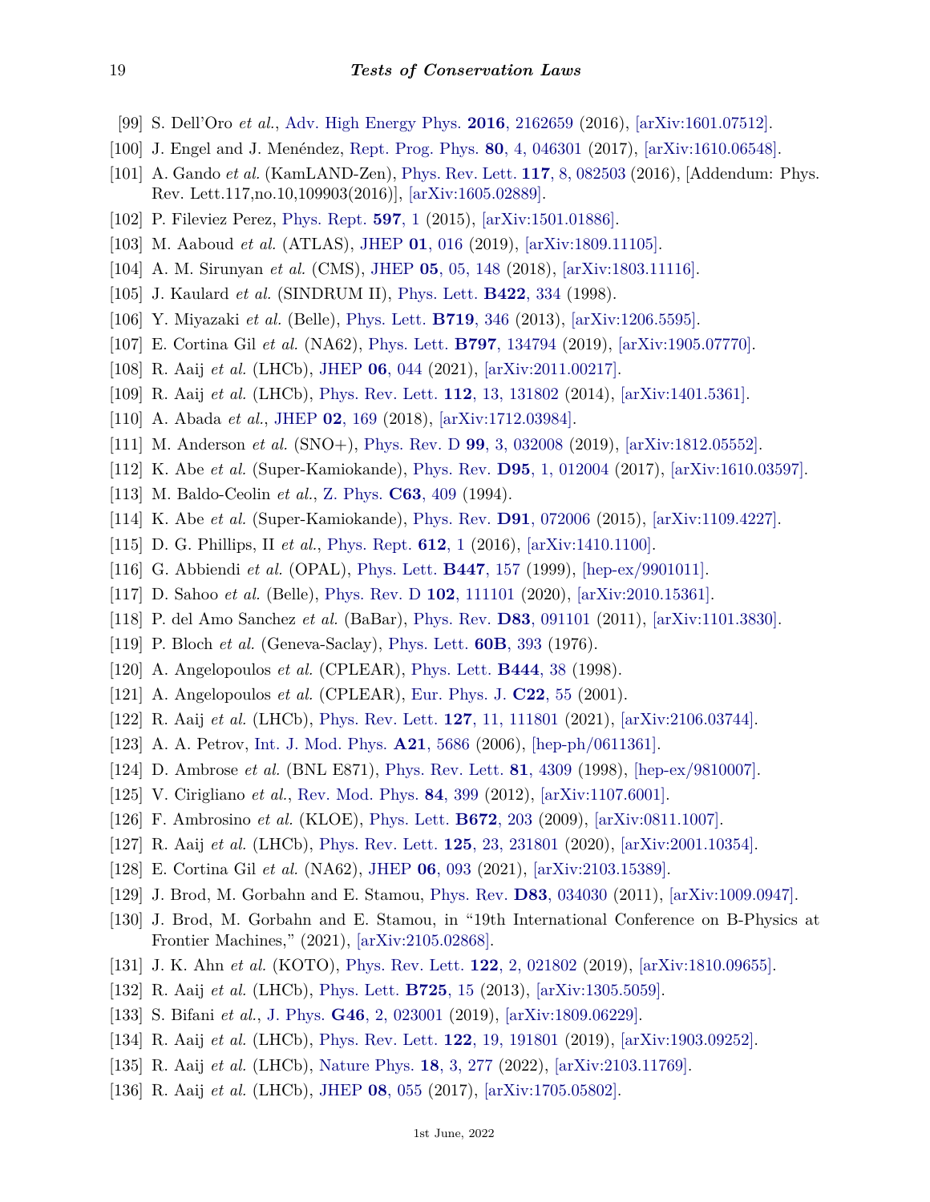[99] S. Dell'Oro *et al.*, Adv. High Energy Phys. **2016**, 2162659 (2016), [arXiv:1601.07512].

[100] J. Engel and J. Menéndez, Rept. Prog. Phys. **80**, 4, 046301 (2017), [arXiv:1610.06548].

[101] A. Gando *et al.* (KamLAND-Zen), Phys. Rev. Lett. **117**, 8, 082503 (2016), [Addendum: Phys. Rev. Lett.117,no.10,109903(2016)], [arXiv:1605.02889].

[102] P. Fileviez Perez, Phys. Rept. **597**, 1 (2015), [arXiv:1501.01886].

[103] M. Aaboud *et al.* (ATLAS), JHEP **01**, 016 (2019), [arXiv:1809.11105].

[104] A. M. Sirunyan *et al.* (CMS), JHEP **05**, 05, 148 (2018), [arXiv:1803.11116].

[105] J. Kaulard *et al.* (SINDRUM II), Phys. Lett. **B422**, 334 (1998).

[106] Y. Miyazaki *et al.* (Belle), Phys. Lett. **B719**, 346 (2013), [arXiv:1206.5595].

[107] E. Cortina Gil *et al.* (NA62), Phys. Lett. **B797**, 134794 (2019), [arXiv:1905.07770].

[108] R. Aaij *et al.* (LHCb), JHEP **06**, 044 (2021), [arXiv:2011.00217].

[109] R. Aaij *et al.* (LHCb), Phys. Rev. Lett. **112**, 13, 131802 (2014), [arXiv:1401.5361].

[110] A. Abada *et al.*, JHEP **02**, 169 (2018), [arXiv:1712.03984].

[111] M. Anderson *et al.* (SNO+), Phys. Rev. D **99**, 3, 032008 (2019), [arXiv:1812.05552].

[112] K. Abe *et al.* (Super-Kamiokande), Phys. Rev. **D95**, 1, 012004 (2017), [arXiv:1610.03597].

[113] M. Baldo-Ceolin *et al.*, Z. Phys. **C63**, 409 (1994).

[114] K. Abe *et al.* (Super-Kamiokande), Phys. Rev. **D91**, 072006 (2015), [arXiv:1109.4227].

[115] D. G. Phillips, II *et al.*, Phys. Rept. **612**, 1 (2016), [arXiv:1410.1100].

[116] G. Abbiendi *et al.* (OPAL), Phys. Lett. **B447**, 157 (1999), [hep-ex/9901011].

[117] D. Sahoo *et al.* (Belle), Phys. Rev. D **102**, 111101 (2020), [arXiv:2010.15361].

[118] P. del Amo Sanchez *et al.* (BaBar), Phys. Rev. **D83**, 091101 (2011), [arXiv:1101.3830].

[119] P. Bloch *et al.* (Geneva-Saclay), Phys. Lett. **60B**, 393 (1976).

[120] A. Angelopoulos *et al.* (CPLEAR), Phys. Lett. **B444**, 38 (1998).

[121] A. Angelopoulos *et al.* (CPLEAR), Eur. Phys. J. **C22**, 55 (2001).

[122] R. Aaij *et al.* (LHCb), Phys. Rev. Lett. **127**, 11, 111801 (2021), [arXiv:2106.03744].

[123] A. A. Petrov, Int. J. Mod. Phys. **A21**, 5686 (2006), [hep-ph/0611361].

[124] D. Ambrose *et al.* (BNL E871), Phys. Rev. Lett. **81**, 4309 (1998), [hep-ex/9810007].

[125] V. Cirigliano *et al.*, Rev. Mod. Phys. **84**, 399 (2012), [arXiv:1107.6001].

[126] F. Ambrosino *et al.* (KLOE), Phys. Lett. **B672**, 203 (2009), [arXiv:0811.1007].

[127] R. Aaij *et al.* (LHCb), Phys. Rev. Lett. **125**, 23, 231801 (2020), [arXiv:2001.10354].

[128] E. Cortina Gil *et al.* (NA62), JHEP **06**, 093 (2021), [arXiv:2103.15389].

[129] J. Brod, M. Gorbahn and E. Stamou, Phys. Rev. **D83**, 034030 (2011), [arXiv:1009.0947].

[130] J. Brod, M. Gorbahn and E. Stamou, in "19th International Conference on B-Physics at Frontier Machines," (2021), [arXiv:2105.02868].

[131] J. K. Ahn *et al.* (KOTO), Phys. Rev. Lett. **122**, 2, 021802 (2019), [arXiv:1810.09655].

[132] R. Aaij *et al.* (LHCb), Phys. Lett. **B725**, 15 (2013), [arXiv:1305.5059].

[133] S. Bifani *et al.*, J. Phys. **G46**, 2, 023001 (2019), [arXiv:1809.06229].

[134] R. Aaij *et al.* (LHCb), Phys. Rev. Lett. **122**, 19, 191801 (2019), [arXiv:1903.09252].

[135] R. Aaij *et al.* (LHCb), Nature Phys. **18**, 3, 277 (2022), [arXiv:2103.11769].

[136] R. Aaij *et al.* (LHCb), JHEP **08**, 055 (2017), [arXiv:1705.05802].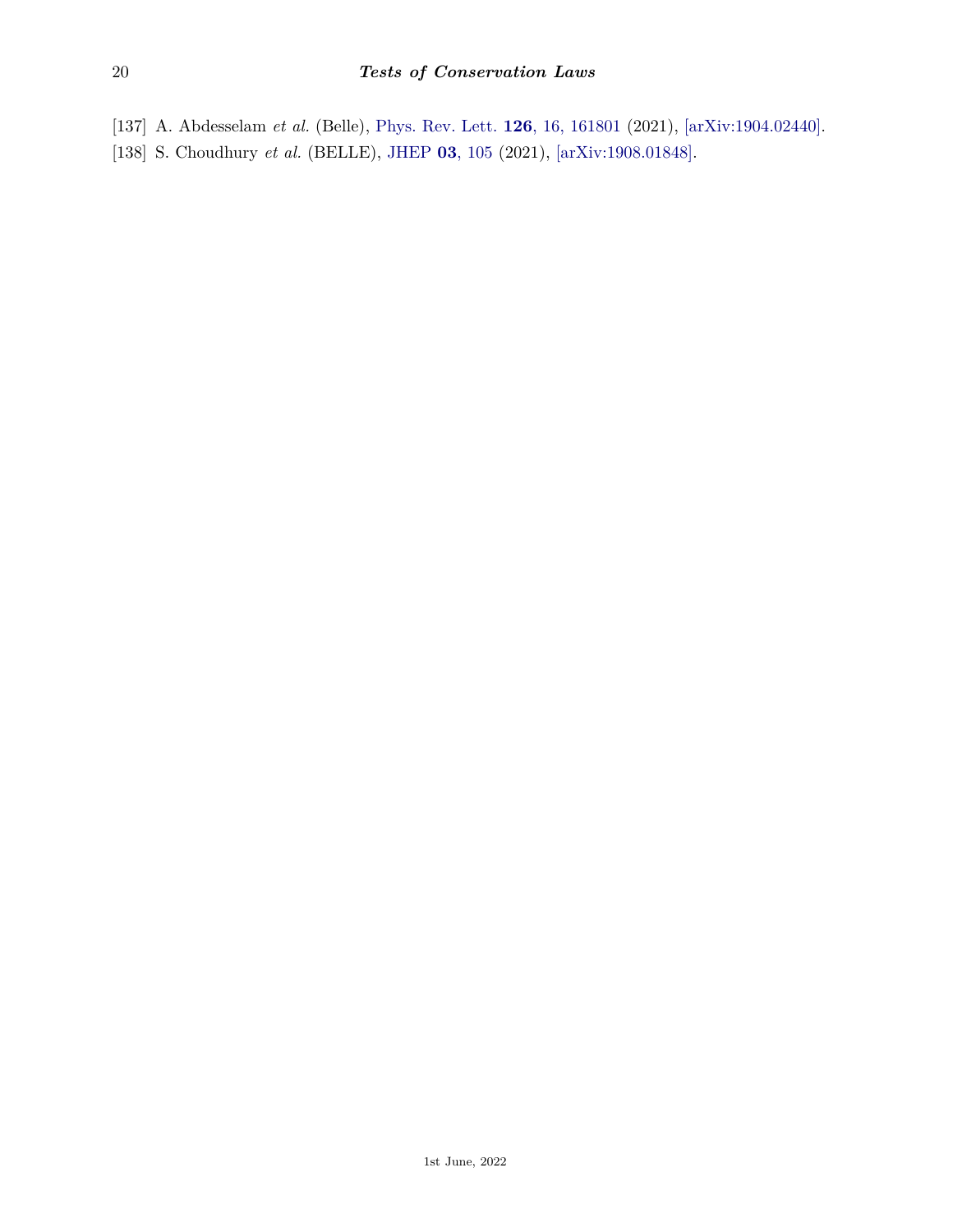[137] A. Abdesselam *et al.* (Belle), Phys. Rev. Lett. **126**, 16, 161801 (2021), [arXiv:1904.02440].

[138] S. Choudhury *et al.* (BELLE), JHEP **03**, 105 (2021), [arXiv:1908.01848].